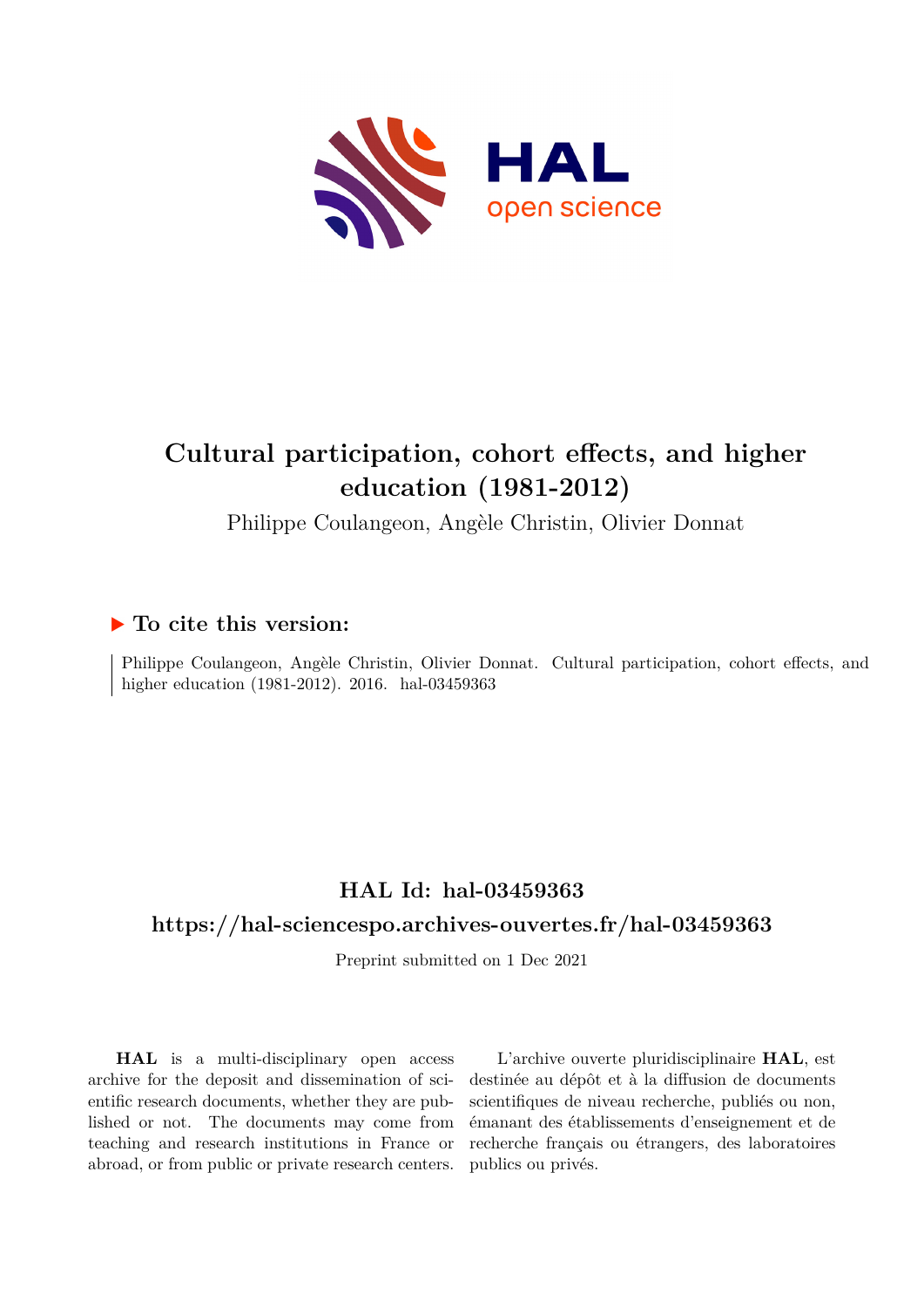# Cultural participation, cohort effects, and higher education (1981-2012)

Philippe Coulangeon, Angèle Christin, Olivier Donnat

## ▶ To cite this version:

Philippe Coulangeon, Angèle Christin, Olivier Donnat. Cultural participation, cohort effects, and higher education (1981-2012). 2016. hal-03459363

## HAL Id: hal-03459363

## https://hal-sciencespo.archives-ouvertes.fr/hal-03459363

Preprint submitted on 1 Dec 2021

**HAL** is a multi-disciplinary open access archive for the deposit and dissemination of scientific research documents, whether they are published or not. The documents may come from teaching and research institutions in France or abroad, or from public or private research centers.

L'archive ouverte pluridisciplinaire **HAL**, est destinée au dépôt et à la diffusion de documents scientifiques de niveau recherche, publiés ou non, émanant des établissements d'enseignement et de recherche français ou étrangers, des laboratoires publics ou privés.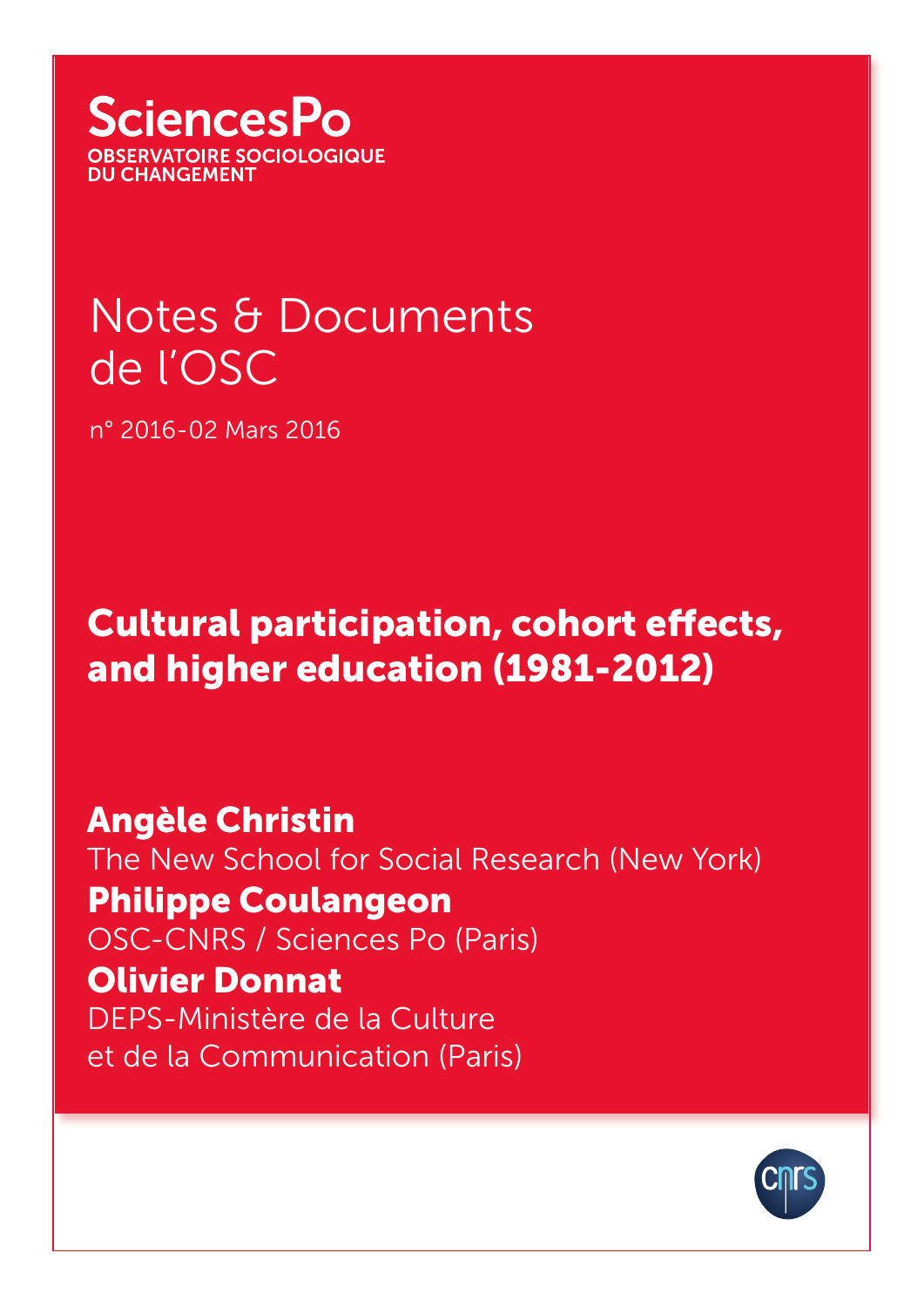SciencesPo
OBSERVATOIRE SOCIOLOGIQUE
DU CHANGEMENT

# Notes & Documents de l'OSC

n° 2016-02 Mars 2016

# Cultural participation, cohort effects, and higher education (1981-2012)

**Angèle Christin**
The New School for Social Research (New York)

**Philippe Coulangeon**
OSC-CNRS / Sciences Po (Paris)

**Olivier Donnat**
DEPS-Ministère de la Culture
et de la Communication (Paris)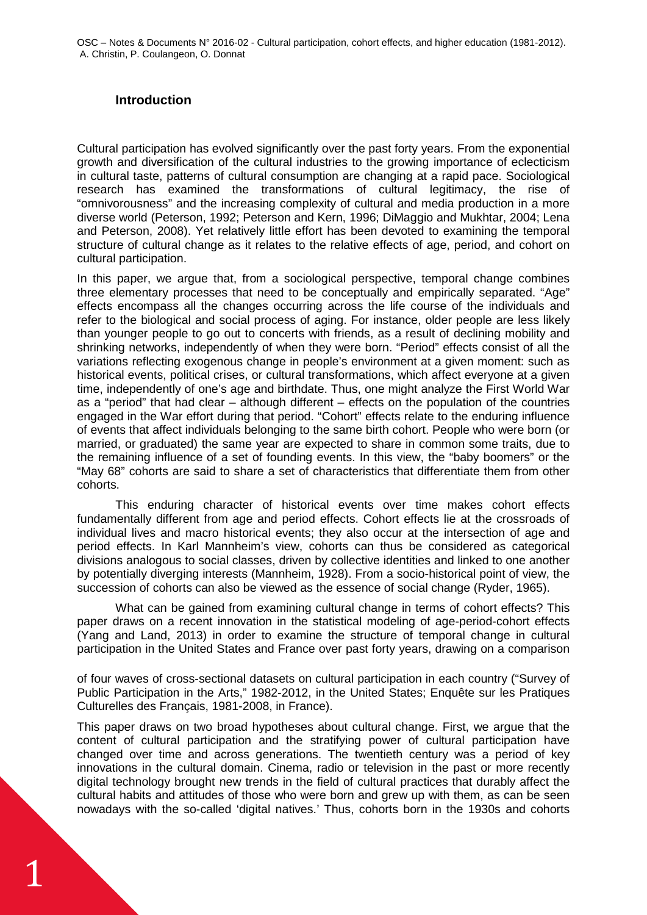## Introduction

Cultural participation has evolved significantly over the past forty years. From the exponential growth and diversification of the cultural industries to the growing importance of eclecticism in cultural taste, patterns of cultural consumption are changing at a rapid pace. Sociological research has examined the transformations of cultural legitimacy, the rise of "omnivorousness" and the increasing complexity of cultural and media production in a more diverse world (Peterson, 1992; Peterson and Kern, 1996; DiMaggio and Mukhtar, 2004; Lena and Peterson, 2008). Yet relatively little effort has been devoted to examining the temporal structure of cultural change as it relates to the relative effects of age, period, and cohort on cultural participation.

In this paper, we argue that, from a sociological perspective, temporal change combines three elementary processes that need to be conceptually and empirically separated. "Age" effects encompass all the changes occurring across the life course of the individuals and refer to the biological and social process of aging. For instance, older people are less likely than younger people to go out to concerts with friends, as a result of declining mobility and shrinking networks, independently of when they were born. "Period" effects consist of all the variations reflecting exogenous change in people's environment at a given moment: such as historical events, political crises, or cultural transformations, which affect everyone at a given time, independently of one's age and birthdate. Thus, one might analyze the First World War as a "period" that had clear – although different – effects on the population of the countries engaged in the War effort during that period. "Cohort" effects relate to the enduring influence of events that affect individuals belonging to the same birth cohort. People who were born (or married, or graduated) the same year are expected to share in common some traits, due to the remaining influence of a set of founding events. In this view, the "baby boomers" or the "May 68" cohorts are said to share a set of characteristics that differentiate them from other cohorts.

This enduring character of historical events over time makes cohort effects fundamentally different from age and period effects. Cohort effects lie at the crossroads of individual lives and macro historical events; they also occur at the intersection of age and period effects. In Karl Mannheim's view, cohorts can thus be considered as categorical divisions analogous to social classes, driven by collective identities and linked to one another by potentially diverging interests (Mannheim, 1928). From a socio-historical point of view, the succession of cohorts can also be viewed as the essence of social change (Ryder, 1965).

What can be gained from examining cultural change in terms of cohort effects? This paper draws on a recent innovation in the statistical modeling of age-period-cohort effects (Yang and Land, 2013) in order to examine the structure of temporal change in cultural participation in the United States and France over past forty years, drawing on a comparison of four waves of cross-sectional datasets on cultural participation in each country ("Survey of Public Participation in the Arts," 1982-2012, in the United States; Enquête sur les Pratiques Culturelles des Français, 1981-2008, in France).

This paper draws on two broad hypotheses about cultural change. First, we argue that the content of cultural participation and the stratifying power of cultural participation have changed over time and across generations. The twentieth century was a period of key innovations in the cultural domain. Cinema, radio or television in the past or more recently digital technology brought new trends in the field of cultural practices that durably affect the cultural habits and attitudes of those who were born and grew up with them, as can be seen nowadays with the so-called 'digital natives.' Thus, cohorts born in the 1930s and cohorts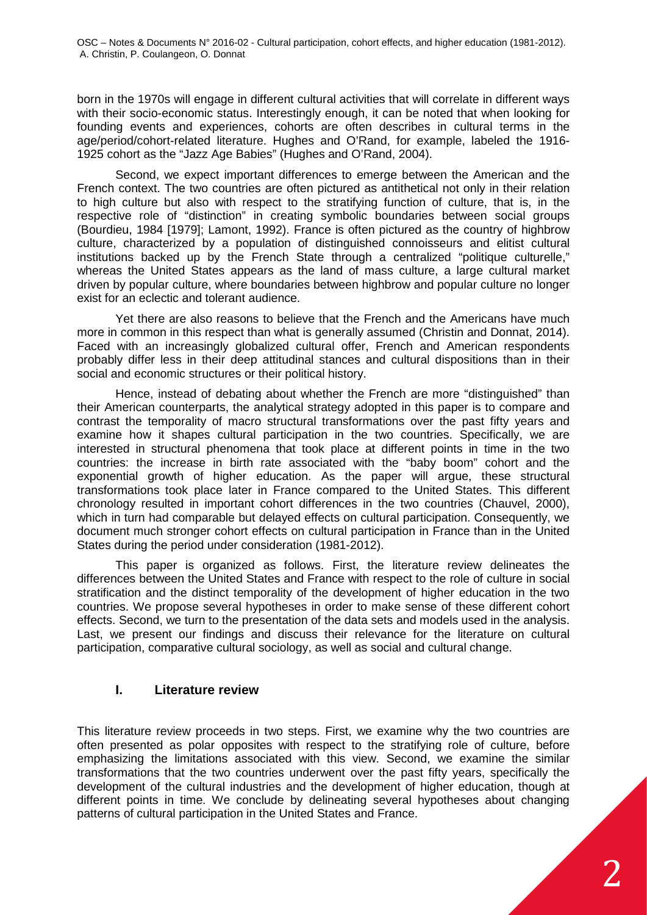born in the 1970s will engage in different cultural activities that will correlate in different ways with their socio-economic status. Interestingly enough, it can be noted that when looking for founding events and experiences, cohorts are often describes in cultural terms in the age/period/cohort-related literature. Hughes and O'Rand, for example, labeled the 1916-1925 cohort as the "Jazz Age Babies" (Hughes and O'Rand, 2004).

Second, we expect important differences to emerge between the American and the French context. The two countries are often pictured as antithetical not only in their relation to high culture but also with respect to the stratifying function of culture, that is, in the respective role of "distinction" in creating symbolic boundaries between social groups (Bourdieu, 1984 [1979]; Lamont, 1992). France is often pictured as the country of highbrow culture, characterized by a population of distinguished connoisseurs and elitist cultural institutions backed up by the French State through a centralized "politique culturelle," whereas the United States appears as the land of mass culture, a large cultural market driven by popular culture, where boundaries between highbrow and popular culture no longer exist for an eclectic and tolerant audience.

Yet there are also reasons to believe that the French and the Americans have much more in common in this respect than what is generally assumed (Christin and Donnat, 2014). Faced with an increasingly globalized cultural offer, French and American respondents probably differ less in their deep attitudinal stances and cultural dispositions than in their social and economic structures or their political history.

Hence, instead of debating about whether the French are more "distinguished" than their American counterparts, the analytical strategy adopted in this paper is to compare and contrast the temporality of macro structural transformations over the past fifty years and examine how it shapes cultural participation in the two countries. Specifically, we are interested in structural phenomena that took place at different points in time in the two countries: the increase in birth rate associated with the "baby boom" cohort and the exponential growth of higher education. As the paper will argue, these structural transformations took place later in France compared to the United States. This different chronology resulted in important cohort differences in the two countries (Chauvel, 2000), which in turn had comparable but delayed effects on cultural participation. Consequently, we document much stronger cohort effects on cultural participation in France than in the United States during the period under consideration (1981-2012).

This paper is organized as follows. First, the literature review delineates the differences between the United States and France with respect to the role of culture in social stratification and the distinct temporality of the development of higher education in the two countries. We propose several hypotheses in order to make sense of these different cohort effects. Second, we turn to the presentation of the data sets and models used in the analysis. Last, we present our findings and discuss their relevance for the literature on cultural participation, comparative cultural sociology, as well as social and cultural change.

## I. Literature review

This literature review proceeds in two steps. First, we examine why the two countries are often presented as polar opposites with respect to the stratifying role of culture, before emphasizing the limitations associated with this view. Second, we examine the similar transformations that the two countries underwent over the past fifty years, specifically the development of the cultural industries and the development of higher education, though at different points in time. We conclude by delineating several hypotheses about changing patterns of cultural participation in the United States and France.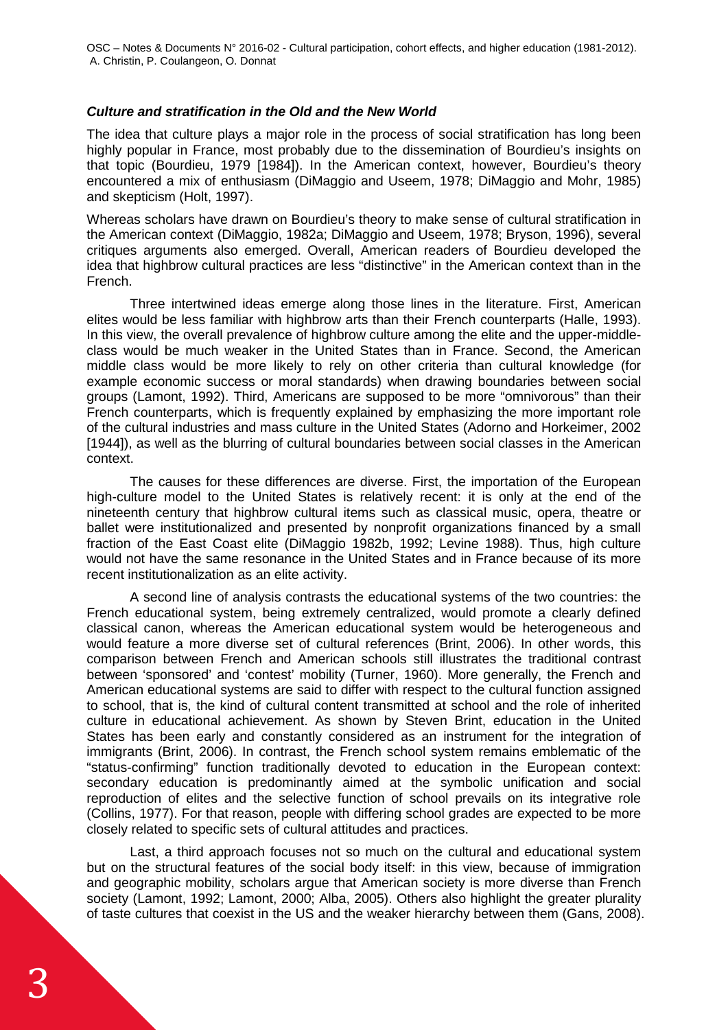### *Culture and stratification in the Old and the New World*

The idea that culture plays a major role in the process of social stratification has long been highly popular in France, most probably due to the dissemination of Bourdieu's insights on that topic (Bourdieu, 1979 [1984]). In the American context, however, Bourdieu's theory encountered a mix of enthusiasm (DiMaggio and Useem, 1978; DiMaggio and Mohr, 1985) and skepticism (Holt, 1997).

Whereas scholars have drawn on Bourdieu's theory to make sense of cultural stratification in the American context (DiMaggio, 1982a; DiMaggio and Useem, 1978; Bryson, 1996), several critiques arguments also emerged. Overall, American readers of Bourdieu developed the idea that highbrow cultural practices are less "distinctive" in the American context than in the French.

Three intertwined ideas emerge along those lines in the literature. First, American elites would be less familiar with highbrow arts than their French counterparts (Halle, 1993). In this view, the overall prevalence of highbrow culture among the elite and the upper-middle-class would be much weaker in the United States than in France. Second, the American middle class would be more likely to rely on other criteria than cultural knowledge (for example economic success or moral standards) when drawing boundaries between social groups (Lamont, 1992). Third, Americans are supposed to be more "omnivorous" than their French counterparts, which is frequently explained by emphasizing the more important role of the cultural industries and mass culture in the United States (Adorno and Horkeimer, 2002 [1944]), as well as the blurring of cultural boundaries between social classes in the American context.

The causes for these differences are diverse. First, the importation of the European high-culture model to the United States is relatively recent: it is only at the end of the nineteenth century that highbrow cultural items such as classical music, opera, theatre or ballet were institutionalized and presented by nonprofit organizations financed by a small fraction of the East Coast elite (DiMaggio 1982b, 1992; Levine 1988). Thus, high culture would not have the same resonance in the United States and in France because of its more recent institutionalization as an elite activity.

A second line of analysis contrasts the educational systems of the two countries: the French educational system, being extremely centralized, would promote a clearly defined classical canon, whereas the American educational system would be heterogeneous and would feature a more diverse set of cultural references (Brint, 2006). In other words, this comparison between French and American schools still illustrates the traditional contrast between 'sponsored' and 'contest' mobility (Turner, 1960). More generally, the French and American educational systems are said to differ with respect to the cultural function assigned to school, that is, the kind of cultural content transmitted at school and the role of inherited culture in educational achievement. As shown by Steven Brint, education in the United States has been early and constantly considered as an instrument for the integration of immigrants (Brint, 2006). In contrast, the French school system remains emblematic of the "status-confirming" function traditionally devoted to education in the European context: secondary education is predominantly aimed at the symbolic unification and social reproduction of elites and the selective function of school prevails on its integrative role (Collins, 1977). For that reason, people with differing school grades are expected to be more closely related to specific sets of cultural attitudes and practices.

Last, a third approach focuses not so much on the cultural and educational system but on the structural features of the social body itself: in this view, because of immigration and geographic mobility, scholars argue that American society is more diverse than French society (Lamont, 1992; Lamont, 2000; Alba, 2005). Others also highlight the greater plurality of taste cultures that coexist in the US and the weaker hierarchy between them (Gans, 2008).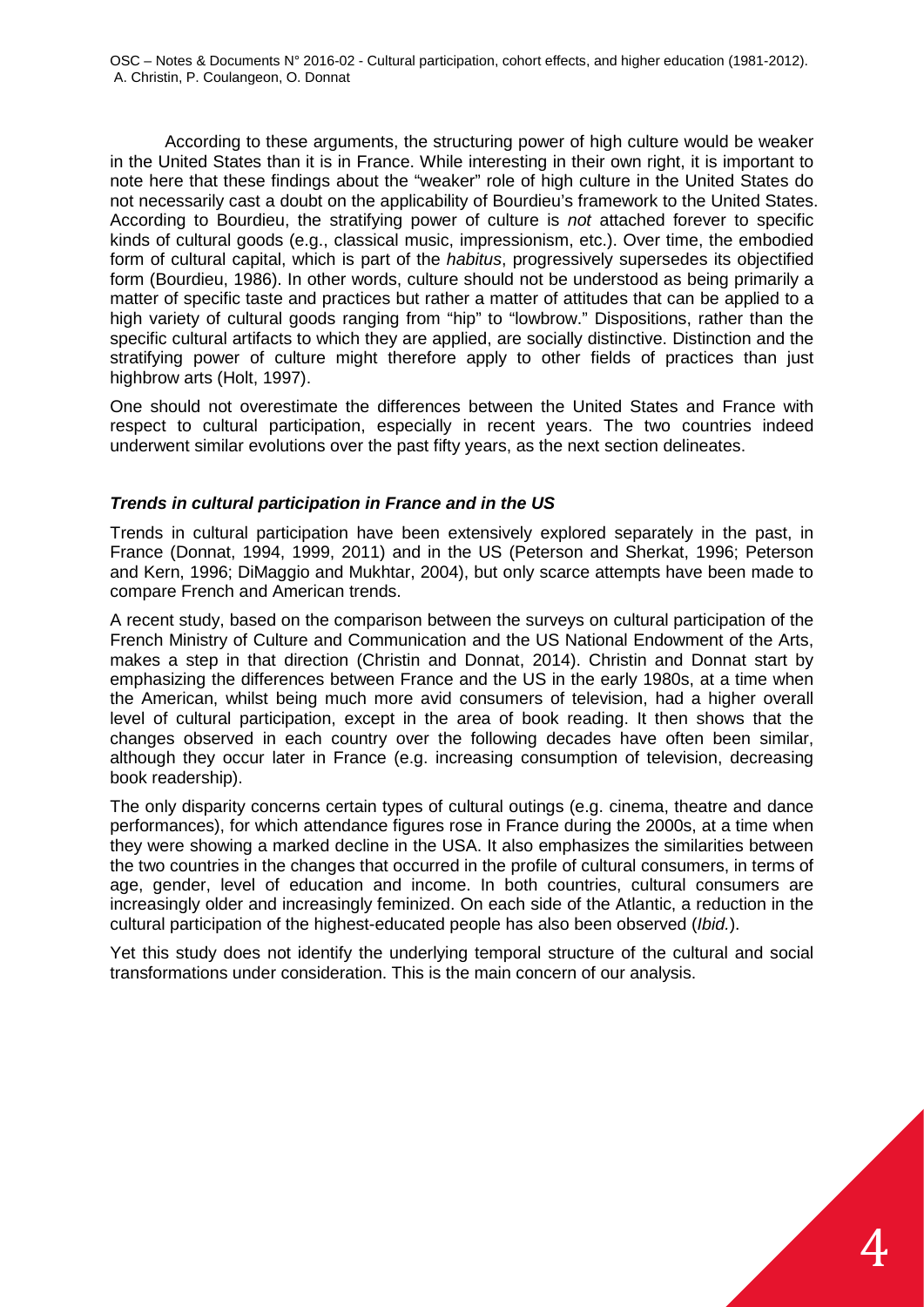According to these arguments, the structuring power of high culture would be weaker in the United States than it is in France. While interesting in their own right, it is important to note here that these findings about the "weaker" role of high culture in the United States do not necessarily cast a doubt on the applicability of Bourdieu's framework to the United States. According to Bourdieu, the stratifying power of culture is *not* attached forever to specific kinds of cultural goods (e.g., classical music, impressionism, etc.). Over time, the embodied form of cultural capital, which is part of the *habitus*, progressively supersedes its objectified form (Bourdieu, 1986). In other words, culture should not be understood as being primarily a matter of specific taste and practices but rather a matter of attitudes that can be applied to a high variety of cultural goods ranging from "hip" to "lowbrow." Dispositions, rather than the specific cultural artifacts to which they are applied, are socially distinctive. Distinction and the stratifying power of culture might therefore apply to other fields of practices than just highbrow arts (Holt, 1997).

One should not overestimate the differences between the United States and France with respect to cultural participation, especially in recent years. The two countries indeed underwent similar evolutions over the past fifty years, as the next section delineates.

### *Trends in cultural participation in France and in the US*

Trends in cultural participation have been extensively explored separately in the past, in France (Donnat, 1994, 1999, 2011) and in the US (Peterson and Sherkat, 1996; Peterson and Kern, 1996; DiMaggio and Mukhtar, 2004), but only scarce attempts have been made to compare French and American trends.

A recent study, based on the comparison between the surveys on cultural participation of the French Ministry of Culture and Communication and the US National Endowment of the Arts, makes a step in that direction (Christin and Donnat, 2014). Christin and Donnat start by emphasizing the differences between France and the US in the early 1980s, at a time when the American, whilst being much more avid consumers of television, had a higher overall level of cultural participation, except in the area of book reading. It then shows that the changes observed in each country over the following decades have often been similar, although they occur later in France (e.g. increasing consumption of television, decreasing book readership).

The only disparity concerns certain types of cultural outings (e.g. cinema, theatre and dance performances), for which attendance figures rose in France during the 2000s, at a time when they were showing a marked decline in the USA. It also emphasizes the similarities between the two countries in the changes that occurred in the profile of cultural consumers, in terms of age, gender, level of education and income. In both countries, cultural consumers are increasingly older and increasingly feminized. On each side of the Atlantic, a reduction in the cultural participation of the highest-educated people has also been observed (*Ibid.*).

Yet this study does not identify the underlying temporal structure of the cultural and social transformations under consideration. This is the main concern of our analysis.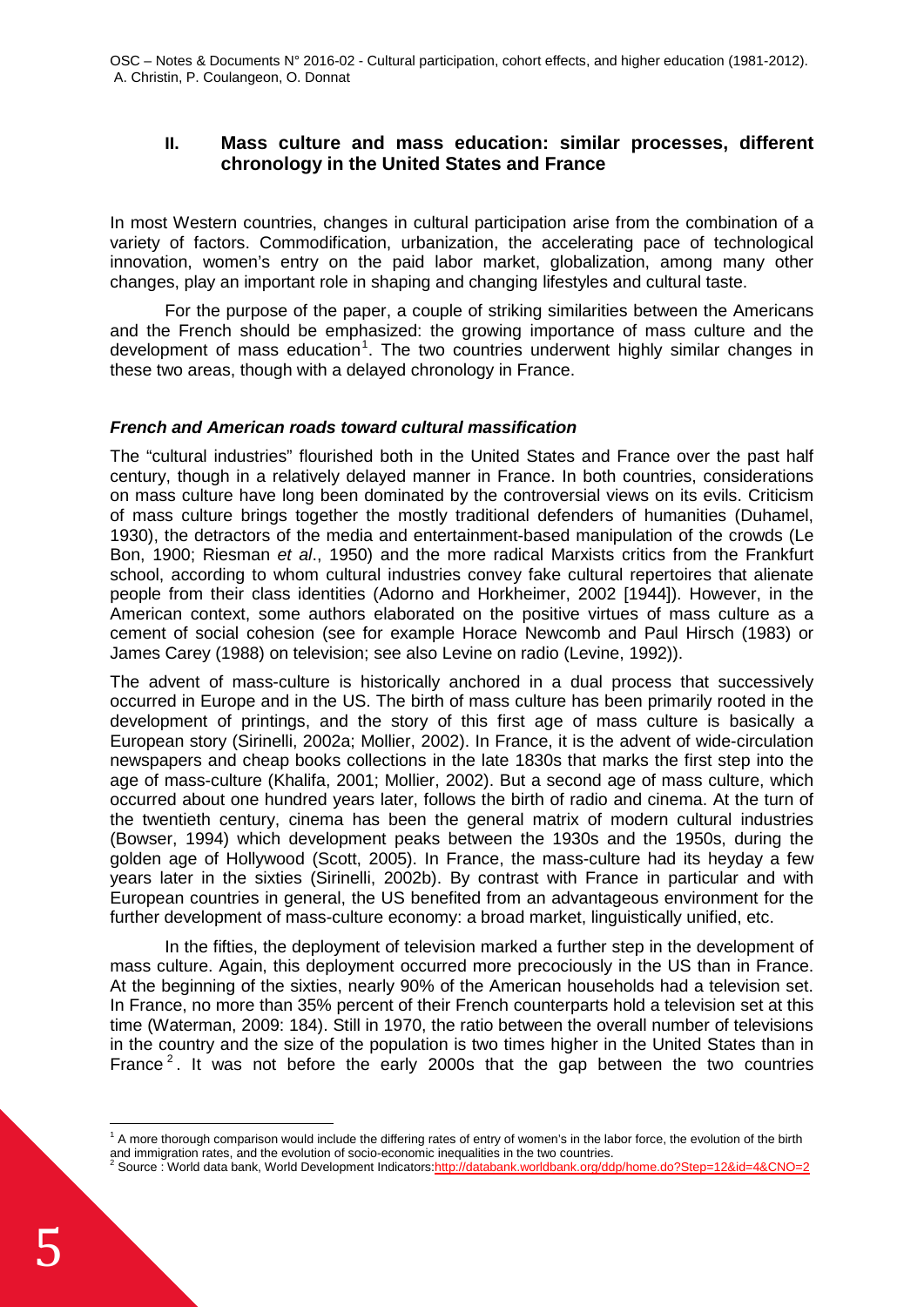## II. Mass culture and mass education: similar processes, different chronology in the United States and France

In most Western countries, changes in cultural participation arise from the combination of a variety of factors. Commodification, urbanization, the accelerating pace of technological innovation, women's entry on the paid labor market, globalization, among many other changes, play an important role in shaping and changing lifestyles and cultural taste.

For the purpose of the paper, a couple of striking similarities between the Americans and the French should be emphasized: the growing importance of mass culture and the development of mass education[1]. The two countries underwent highly similar changes in these two areas, though with a delayed chronology in France.

### *French and American roads toward cultural massification*

The "cultural industries" flourished both in the United States and France over the past half century, though in a relatively delayed manner in France. In both countries, considerations on mass culture have long been dominated by the controversial views on its evils. Criticism of mass culture brings together the mostly traditional defenders of humanities (Duhamel, 1930), the detractors of the media and entertainment-based manipulation of the crowds (Le Bon, 1900; Riesman *et al*., 1950) and the more radical Marxists critics from the Frankfurt school, according to whom cultural industries convey fake cultural repertoires that alienate people from their class identities (Adorno and Horkheimer, 2002 [1944]). However, in the American context, some authors elaborated on the positive virtues of mass culture as a cement of social cohesion (see for example Horace Newcomb and Paul Hirsch (1983) or James Carey (1988) on television; see also Levine on radio (Levine, 1992)).

The advent of mass-culture is historically anchored in a dual process that successively occurred in Europe and in the US. The birth of mass culture has been primarily rooted in the development of printings, and the story of this first age of mass culture is basically a European story (Sirinelli, 2002a; Mollier, 2002). In France, it is the advent of wide-circulation newspapers and cheap books collections in the late 1830s that marks the first step into the age of mass-culture (Khalifa, 2001; Mollier, 2002). But a second age of mass culture, which occurred about one hundred years later, follows the birth of radio and cinema. At the turn of the twentieth century, cinema has been the general matrix of modern cultural industries (Bowser, 1994) which development peaks between the 1930s and the 1950s, during the golden age of Hollywood (Scott, 2005). In France, the mass-culture had its heyday a few years later in the sixties (Sirinelli, 2002b). By contrast with France in particular and with European countries in general, the US benefited from an advantageous environment for the further development of mass-culture economy: a broad market, linguistically unified, etc.

In the fifties, the deployment of television marked a further step in the development of mass culture. Again, this deployment occurred more precociously in the US than in France. At the beginning of the sixties, nearly 90% of the American households had a television set. In France, no more than 35% percent of their French counterparts hold a television set at this time (Waterman, 2009: 184). Still in 1970, the ratio between the overall number of televisions in the country and the size of the population is two times higher in the United States than in France[2]. It was not before the early 2000s that the gap between the two countries

[1] A more thorough comparison would include the differing rates of entry of women's in the labor force, the evolution of the birth and immigration rates, and the evolution of socio-economic inequalities in the two countries.

[2] Source : World data bank, World Development Indicators:http://databank.worldbank.org/ddp/home.do?Step=12&id=4&CNO=2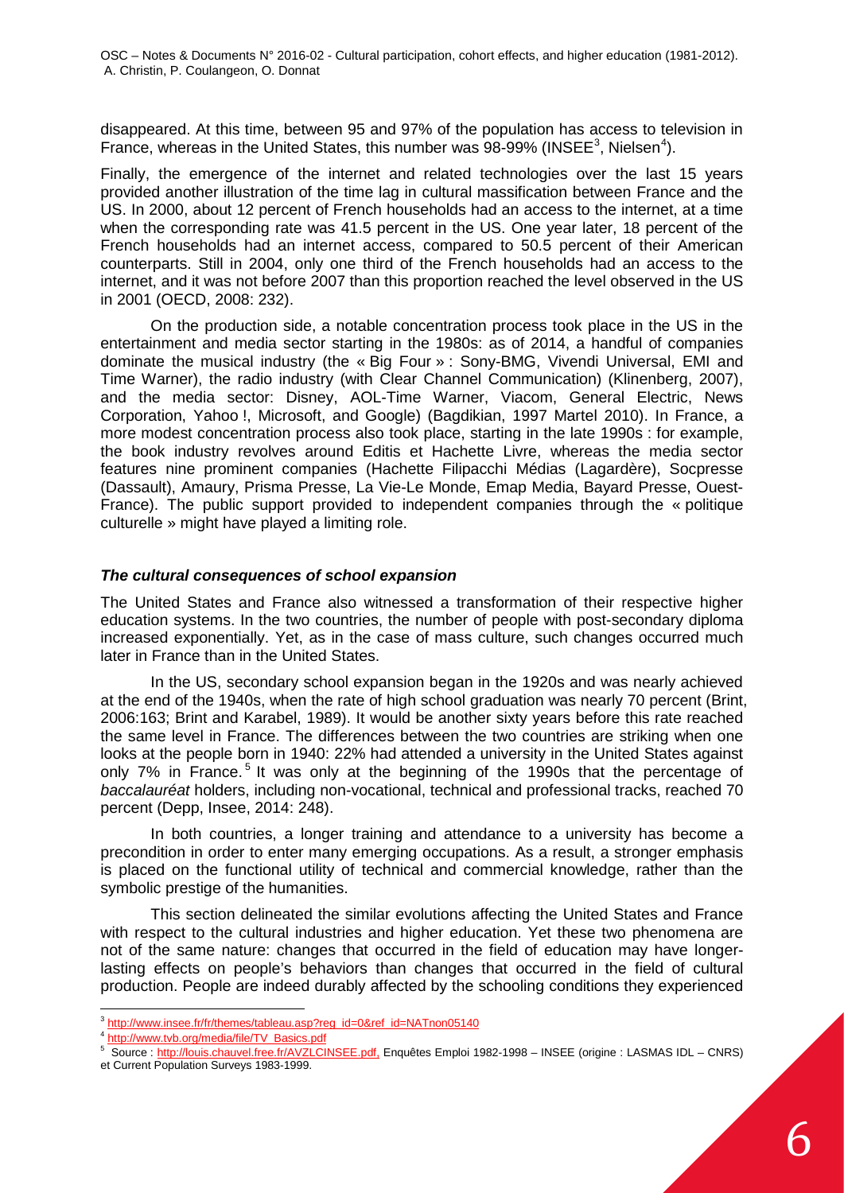disappeared. At this time, between 95 and 97% of the population has access to television in France, whereas in the United States, this number was 98-99% (INSEE[3], Nielsen[4]).

Finally, the emergence of the internet and related technologies over the last 15 years provided another illustration of the time lag in cultural massification between France and the US. In 2000, about 12 percent of French households had an access to the internet, at a time when the corresponding rate was 41.5 percent in the US. One year later, 18 percent of the French households had an internet access, compared to 50.5 percent of their American counterparts. Still in 2004, only one third of the French households had an access to the internet, and it was not before 2007 than this proportion reached the level observed in the US in 2001 (OECD, 2008: 232).

On the production side, a notable concentration process took place in the US in the entertainment and media sector starting in the 1980s: as of 2014, a handful of companies dominate the musical industry (the « Big Four » : Sony-BMG, Vivendi Universal, EMI and Time Warner), the radio industry (with Clear Channel Communication) (Klinenberg, 2007), and the media sector: Disney, AOL-Time Warner, Viacom, General Electric, News Corporation, Yahoo !, Microsoft, and Google) (Bagdikian, 1997 Martel 2010). In France, a more modest concentration process also took place, starting in the late 1990s : for example, the book industry revolves around Editis et Hachette Livre, whereas the media sector features nine prominent companies (Hachette Filipacchi Médias (Lagardère), Socpresse (Dassault), Amaury, Prisma Presse, La Vie-Le Monde, Emap Media, Bayard Presse, Ouest-France). The public support provided to independent companies through the « politique culturelle » might have played a limiting role.

### *The cultural consequences of school expansion*

The United States and France also witnessed a transformation of their respective higher education systems. In the two countries, the number of people with post-secondary diploma increased exponentially. Yet, as in the case of mass culture, such changes occurred much later in France than in the United States.

In the US, secondary school expansion began in the 1920s and was nearly achieved at the end of the 1940s, when the rate of high school graduation was nearly 70 percent (Brint, 2006:163; Brint and Karabel, 1989). It would be another sixty years before this rate reached the same level in France. The differences between the two countries are striking when one looks at the people born in 1940: 22% had attended a university in the United States against only 7% in France.[5] It was only at the beginning of the 1990s that the percentage of *baccalauréat* holders, including non-vocational, technical and professional tracks, reached 70 percent (Depp, Insee, 2014: 248).

In both countries, a longer training and attendance to a university has become a precondition in order to enter many emerging occupations. As a result, a stronger emphasis is placed on the functional utility of technical and commercial knowledge, rather than the symbolic prestige of the humanities.

This section delineated the similar evolutions affecting the United States and France with respect to the cultural industries and higher education. Yet these two phenomena are not of the same nature: changes that occurred in the field of education may have longer-lasting effects on people's behaviors than changes that occurred in the field of cultural production. People are indeed durably affected by the schooling conditions they experienced

[3] http://www.insee.fr/fr/themes/tableau.asp?reg_id=0&ref_id=NATnon05140

[4] http://www.tvb.org/media/file/TV_Basics.pdf

[5] Source : http://louis.chauvel.free.fr/AVZLCINSEE.pdf, Enquêtes Emploi 1982-1998 – INSEE (origine : LASMAS IDL – CNRS) et Current Population Surveys 1983-1999.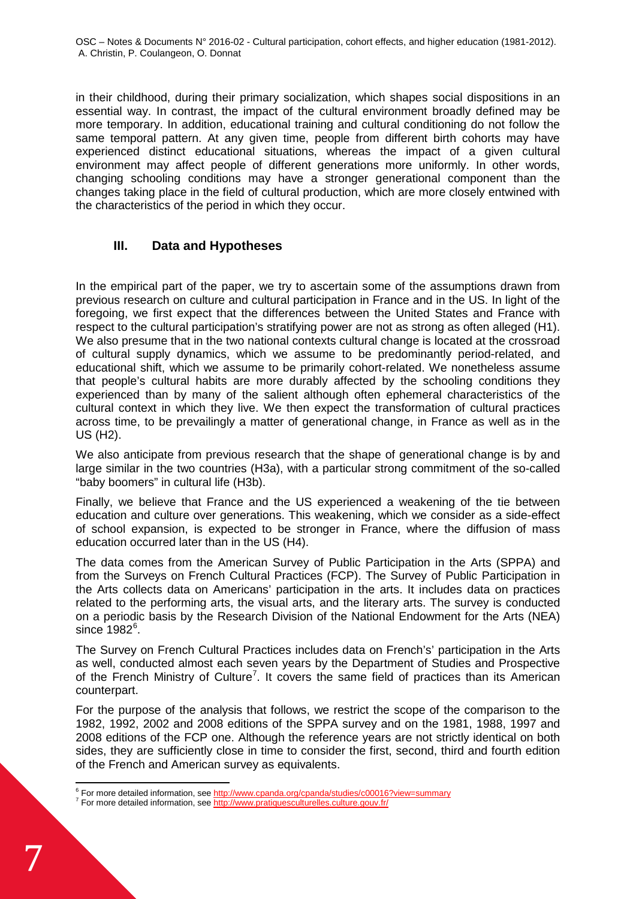in their childhood, during their primary socialization, which shapes social dispositions in an essential way. In contrast, the impact of the cultural environment broadly defined may be more temporary. In addition, educational training and cultural conditioning do not follow the same temporal pattern. At any given time, people from different birth cohorts may have experienced distinct educational situations, whereas the impact of a given cultural environment may affect people of different generations more uniformly. In other words, changing schooling conditions may have a stronger generational component than the changes taking place in the field of cultural production, which are more closely entwined with the characteristics of the period in which they occur.

## III. Data and Hypotheses

In the empirical part of the paper, we try to ascertain some of the assumptions drawn from previous research on culture and cultural participation in France and in the US. In light of the foregoing, we first expect that the differences between the United States and France with respect to the cultural participation's stratifying power are not as strong as often alleged (H1). We also presume that in the two national contexts cultural change is located at the crossroad of cultural supply dynamics, which we assume to be predominantly period-related, and educational shift, which we assume to be primarily cohort-related. We nonetheless assume that people's cultural habits are more durably affected by the schooling conditions they experienced than by many of the salient although often ephemeral characteristics of the cultural context in which they live. We then expect the transformation of cultural practices across time, to be prevailingly a matter of generational change, in France as well as in the US (H2).

We also anticipate from previous research that the shape of generational change is by and large similar in the two countries (H3a), with a particular strong commitment of the so-called "baby boomers" in cultural life (H3b).

Finally, we believe that France and the US experienced a weakening of the tie between education and culture over generations. This weakening, which we consider as a side-effect of school expansion, is expected to be stronger in France, where the diffusion of mass education occurred later than in the US (H4).

The data comes from the American Survey of Public Participation in the Arts (SPPA) and from the Surveys on French Cultural Practices (FCP). The Survey of Public Participation in the Arts collects data on Americans' participation in the arts. It includes data on practices related to the performing arts, the visual arts, and the literary arts. The survey is conducted on a periodic basis by the Research Division of the National Endowment for the Arts (NEA) since 1982[6].

The Survey on French Cultural Practices includes data on French's' participation in the Arts as well, conducted almost each seven years by the Department of Studies and Prospective of the French Ministry of Culture[7]. It covers the same field of practices than its American counterpart.

For the purpose of the analysis that follows, we restrict the scope of the comparison to the 1982, 1992, 2002 and 2008 editions of the SPPA survey and on the 1981, 1988, 1997 and 2008 editions of the FCP one. Although the reference years are not strictly identical on both sides, they are sufficiently close in time to consider the first, second, third and fourth edition of the French and American survey as equivalents.

[6] For more detailed information, see http://www.cpanda.org/cpanda/studies/c00016?view=summary

[7] For more detailed information, see http://www.pratiquesculturelles.culture.gouv.fr/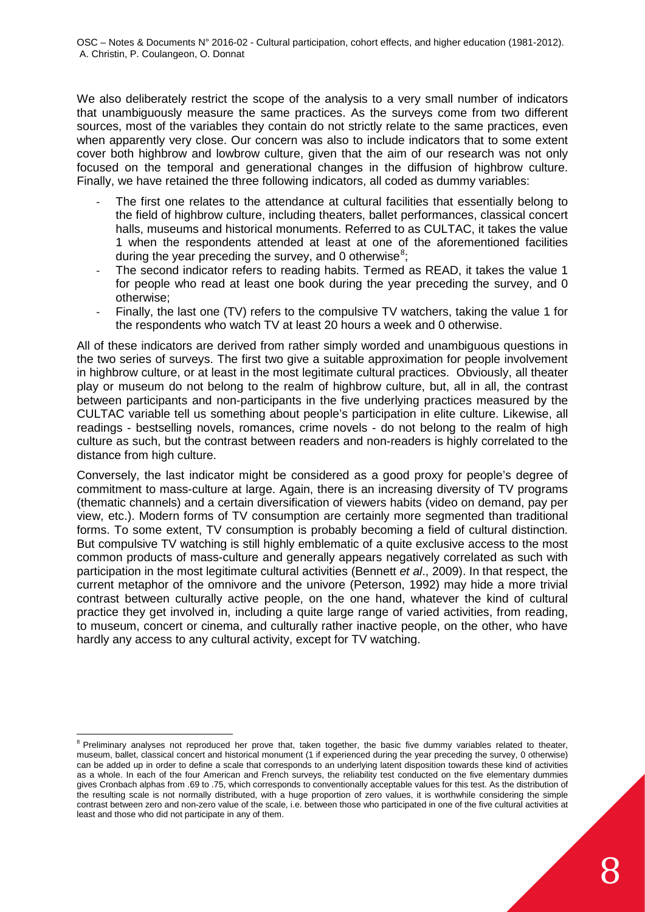We also deliberately restrict the scope of the analysis to a very small number of indicators that unambiguously measure the same practices. As the surveys come from two different sources, most of the variables they contain do not strictly relate to the same practices, even when apparently very close. Our concern was also to include indicators that to some extent cover both highbrow and lowbrow culture, given that the aim of our research was not only focused on the temporal and generational changes in the diffusion of highbrow culture. Finally, we have retained the three following indicators, all coded as dummy variables:

- The first one relates to the attendance at cultural facilities that essentially belong to the field of highbrow culture, including theaters, ballet performances, classical concert halls, museums and historical monuments. Referred to as CULTAC, it takes the value 1 when the respondents attended at least at one of the aforementioned facilities during the year preceding the survey, and 0 otherwise[8];
- The second indicator refers to reading habits. Termed as READ, it takes the value 1 for people who read at least one book during the year preceding the survey, and 0 otherwise;
- Finally, the last one (TV) refers to the compulsive TV watchers, taking the value 1 for the respondents who watch TV at least 20 hours a week and 0 otherwise.

All of these indicators are derived from rather simply worded and unambiguous questions in the two series of surveys. The first two give a suitable approximation for people involvement in highbrow culture, or at least in the most legitimate cultural practices. Obviously, all theater play or museum do not belong to the realm of highbrow culture, but, all in all, the contrast between participants and non-participants in the five underlying practices measured by the CULTAC variable tell us something about people's participation in elite culture. Likewise, all readings - bestselling novels, romances, crime novels - do not belong to the realm of high culture as such, but the contrast between readers and non-readers is highly correlated to the distance from high culture.

Conversely, the last indicator might be considered as a good proxy for people's degree of commitment to mass-culture at large. Again, there is an increasing diversity of TV programs (thematic channels) and a certain diversification of viewers habits (video on demand, pay per view, etc.). Modern forms of TV consumption are certainly more segmented than traditional forms. To some extent, TV consumption is probably becoming a field of cultural distinction. But compulsive TV watching is still highly emblematic of a quite exclusive access to the most common products of mass-culture and generally appears negatively correlated as such with participation in the most legitimate cultural activities (Bennett *et al*., 2009). In that respect, the current metaphor of the omnivore and the univore (Peterson, 1992) may hide a more trivial contrast between culturally active people, on the one hand, whatever the kind of cultural practice they get involved in, including a quite large range of varied activities, from reading, to museum, concert or cinema, and culturally rather inactive people, on the other, who have hardly any access to any cultural activity, except for TV watching.

[8] Preliminary analyses not reproduced her prove that, taken together, the basic five dummy variables related to theater, museum, ballet, classical concert and historical monument (1 if experienced during the year preceding the survey, 0 otherwise) can be added up in order to define a scale that corresponds to an underlying latent disposition towards these kind of activities as a whole. In each of the four American and French surveys, the reliability test conducted on the five elementary dummies gives Cronbach alphas from .69 to .75, which corresponds to conventionally acceptable values for this test. As the distribution of the resulting scale is not normally distributed, with a huge proportion of zero values, it is worthwhile considering the simple contrast between zero and non-zero value of the scale, i.e. between those who participated in one of the five cultural activities at least and those who did not participate in any of them.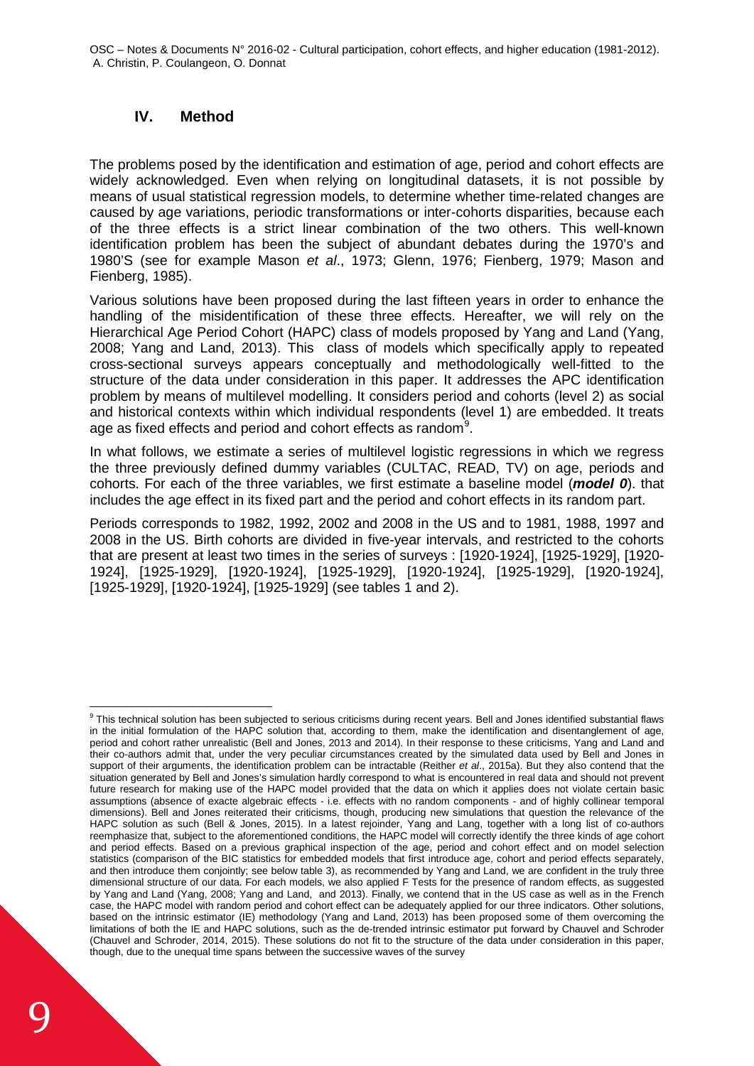## IV. Method

The problems posed by the identification and estimation of age, period and cohort effects are widely acknowledged. Even when relying on longitudinal datasets, it is not possible by means of usual statistical regression models, to determine whether time-related changes are caused by age variations, periodic transformations or inter-cohorts disparities, because each of the three effects is a strict linear combination of the two others. This well-known identification problem has been the subject of abundant debates during the 1970's and 1980'S (see for example Mason *et al*., 1973; Glenn, 1976; Fienberg, 1979; Mason and Fienberg, 1985).

Various solutions have been proposed during the last fifteen years in order to enhance the handling of the misidentification of these three effects. Hereafter, we will rely on the Hierarchical Age Period Cohort (HAPC) class of models proposed by Yang and Land (Yang, 2008; Yang and Land, 2013). This class of models which specifically apply to repeated cross-sectional surveys appears conceptually and methodologically well-fitted to the structure of the data under consideration in this paper. It addresses the APC identification problem by means of multilevel modelling. It considers period and cohorts (level 2) as social and historical contexts within which individual respondents (level 1) are embedded. It treats age as fixed effects and period and cohort effects as random[9].

In what follows, we estimate a series of multilevel logistic regressions in which we regress the three previously defined dummy variables (CULTAC, READ, TV) on age, periods and cohorts. For each of the three variables, we first estimate a baseline model (***model 0***). that includes the age effect in its fixed part and the period and cohort effects in its random part.

Periods corresponds to 1982, 1992, 2002 and 2008 in the US and to 1981, 1988, 1997 and 2008 in the US. Birth cohorts are divided in five-year intervals, and restricted to the cohorts that are present at least two times in the series of surveys : [1920-1924], [1925-1929], [1920-1924], [1925-1929], [1920-1924], [1925-1929], [1920-1924], [1925-1929], [1920-1924], [1925-1929], [1920-1924], [1925-1929] (see tables 1 and 2).

[9] This technical solution has been subjected to serious criticisms during recent years. Bell and Jones identified substantial flaws in the initial formulation of the HAPC solution that, according to them, make the identification and disentanglement of age, period and cohort rather unrealistic (Bell and Jones, 2013 and 2014). In their response to these criticisms, Yang and Land and their co-authors admit that, under the very peculiar circumstances created by the simulated data used by Bell and Jones in support of their arguments, the identification problem can be intractable (Reither *et al*., 2015a). But they also contend that the situation generated by Bell and Jones's simulation hardly correspond to what is encountered in real data and should not prevent future research for making use of the HAPC model provided that the data on which it applies does not violate certain basic assumptions (absence of exacte algebraic effects - i.e. effects with no random components - and of highly collinear temporal dimensions). Bell and Jones reiterated their criticisms, though, producing new simulations that question the relevance of the HAPC solution as such (Bell & Jones, 2015). In a latest rejoinder, Yang and Lang, together with a long list of co-authors reemphasize that, subject to the aforementioned conditions, the HAPC model will correctly identify the three kinds of age cohort and period effects. Based on a previous graphical inspection of the age, period and cohort effect and on model selection statistics (comparison of the BIC statistics for embedded models that first introduce age, cohort and period effects separately, and then introduce them conjointly; see below table 3), as recommended by Yang and Land, we are confident in the truly three dimensional structure of our data. For each models, we also applied F Tests for the presence of random effects, as suggested by Yang and Land (Yang, 2008; Yang and Land, and 2013). Finally, we contend that in the US case as well as in the French case, the HAPC model with random period and cohort effect can be adequately applied for our three indicators. Other solutions, based on the intrinsic estimator (IE) methodology (Yang and Land, 2013) has been proposed some of them overcoming the limitations of both the IE and HAPC solutions, such as the de-trended intrinsic estimator put forward by Chauvel and Schroder (Chauvel and Schroder, 2014, 2015). These solutions do not fit to the structure of the data under consideration in this paper, though, due to the unequal time spans between the successive waves of the survey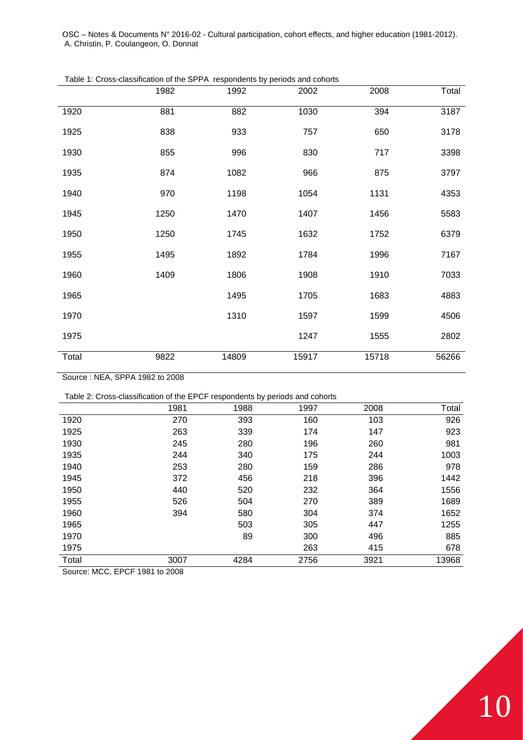Table 1: Cross-classification of the SPPA respondents by periods and cohorts

| | 1982 | 1992 | 2002 | 2008 | Total |
|---|---|---|---|---|---|
| 1920 | 881 | 882 | 1030 | 394 | 3187 |
| 1925 | 838 | 933 | 757 | 650 | 3178 |
| 1930 | 855 | 996 | 830 | 717 | 3398 |
| 1935 | 874 | 1082 | 966 | 875 | 3797 |
| 1940 | 970 | 1198 | 1054 | 1131 | 4353 |
| 1945 | 1250 | 1470 | 1407 | 1456 | 5583 |
| 1950 | 1250 | 1745 | 1632 | 1752 | 6379 |
| 1955 | 1495 | 1892 | 1784 | 1996 | 7167 |
| 1960 | 1409 | 1806 | 1908 | 1910 | 7033 |
| 1965 | | 1495 | 1705 | 1683 | 4883 |
| 1970 | | 1310 | 1597 | 1599 | 4506 |
| 1975 | | | 1247 | 1555 | 2802 |
| Total | 9822 | 14809 | 15917 | 15718 | 56266 |

Source : NEA, SPPA 1982 to 2008

Table 2: Cross-classification of the EPCF respondents by periods and cohorts

| | 1981 | 1988 | 1997 | 2008 | Total |
|---|---|---|---|---|---|
| 1920 | 270 | 393 | 160 | 103 | 926 |
| 1925 | 263 | 339 | 174 | 147 | 923 |
| 1930 | 245 | 280 | 196 | 260 | 981 |
| 1935 | 244 | 340 | 175 | 244 | 1003 |
| 1940 | 253 | 280 | 159 | 286 | 978 |
| 1945 | 372 | 456 | 218 | 396 | 1442 |
| 1950 | 440 | 520 | 232 | 364 | 1556 |
| 1955 | 526 | 504 | 270 | 389 | 1689 |
| 1960 | 394 | 580 | 304 | 374 | 1652 |
| 1965 | | 503 | 305 | 447 | 1255 |
| 1970 | | 89 | 300 | 496 | 885 |
| 1975 | | | 263 | 415 | 678 |
| Total | 3007 | 4284 | 2756 | 3921 | 13968 |

Source: MCC, EPCF 1981 to 2008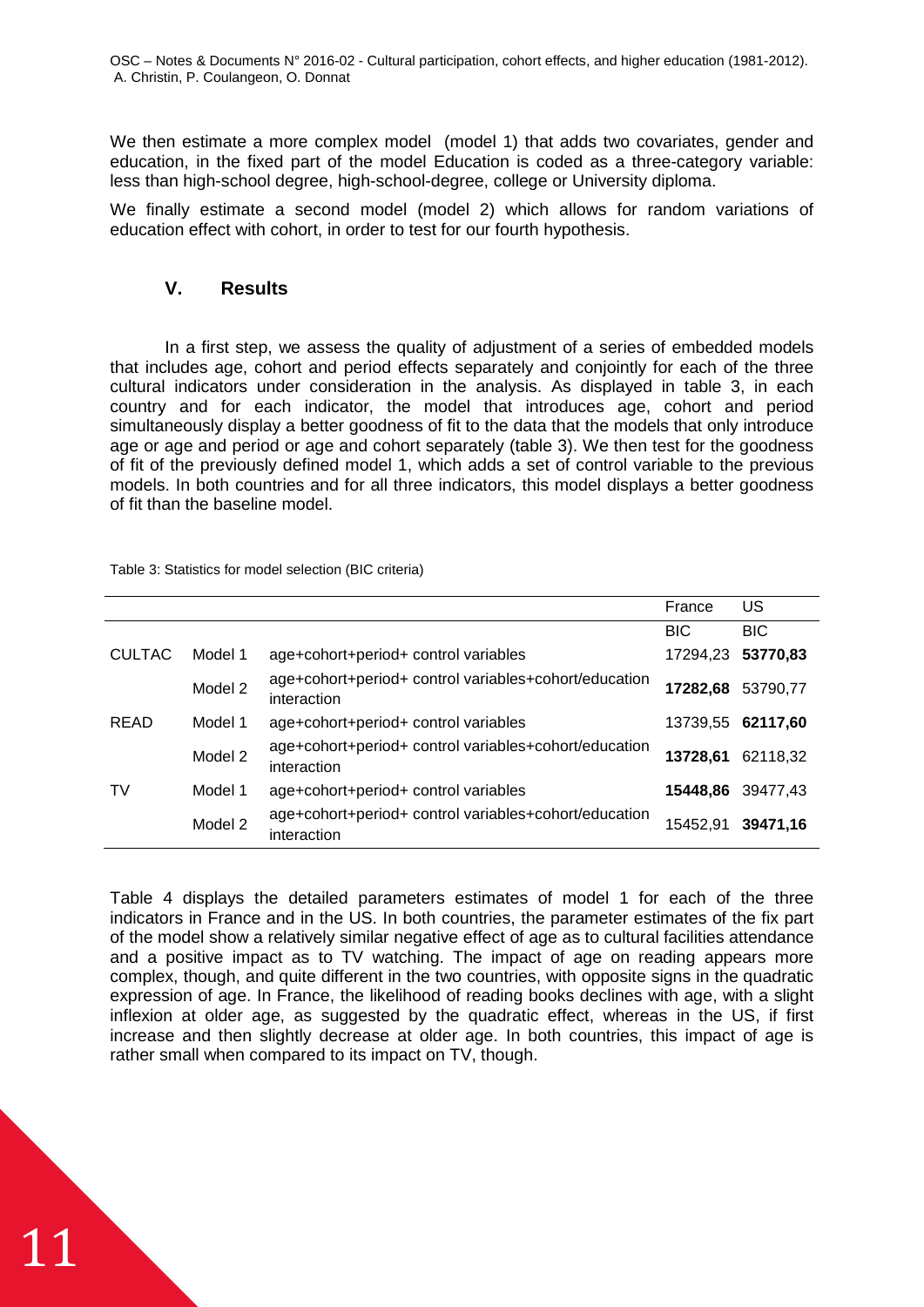We then estimate a more complex model (model 1) that adds two covariates, gender and education, in the fixed part of the model Education is coded as a three-category variable: less than high-school degree, high-school-degree, college or University diploma.

We finally estimate a second model (model 2) which allows for random variations of education effect with cohort, in order to test for our fourth hypothesis.

## V. Results

In a first step, we assess the quality of adjustment of a series of embedded models that includes age, cohort and period effects separately and conjointly for each of the three cultural indicators under consideration in the analysis. As displayed in table 3, in each country and for each indicator, the model that introduces age, cohort and period simultaneously display a better goodness of fit to the data that the models that only introduce age or age and period or age and cohort separately (table 3). We then test for the goodness of fit of the previously defined model 1, which adds a set of control variable to the previous models. In both countries and for all three indicators, this model displays a better goodness of fit than the baseline model.

Table 3: Statistics for model selection (BIC criteria)

| | | | France | US |
|---|---|---|---|---|
| | | | BIC | BIC |
| CULTAC | Model 1 | age+cohort+period+ control variables | 17294,23 | **53770,83** |
| | Model 2 | age+cohort+period+ control variables+cohort/education interaction | **17282,68** | 53790,77 |
| READ | Model 1 | age+cohort+period+ control variables | 13739,55 | **62117,60** |
| | Model 2 | age+cohort+period+ control variables+cohort/education interaction | **13728,61** | 62118,32 |
| TV | Model 1 | age+cohort+period+ control variables | **15448,86** | 39477,43 |
| | Model 2 | age+cohort+period+ control variables+cohort/education interaction | 15452,91 | **39471,16** |

Table 4 displays the detailed parameters estimates of model 1 for each of the three indicators in France and in the US. In both countries, the parameter estimates of the fix part of the model show a relatively similar negative effect of age as to cultural facilities attendance and a positive impact as to TV watching. The impact of age on reading appears more complex, though, and quite different in the two countries, with opposite signs in the quadratic expression of age. In France, the likelihood of reading books declines with age, with a slight inflexion at older age, as suggested by the quadratic effect, whereas in the US, if first increase and then slightly decrease at older age. In both countries, this impact of age is rather small when compared to its impact on TV, though.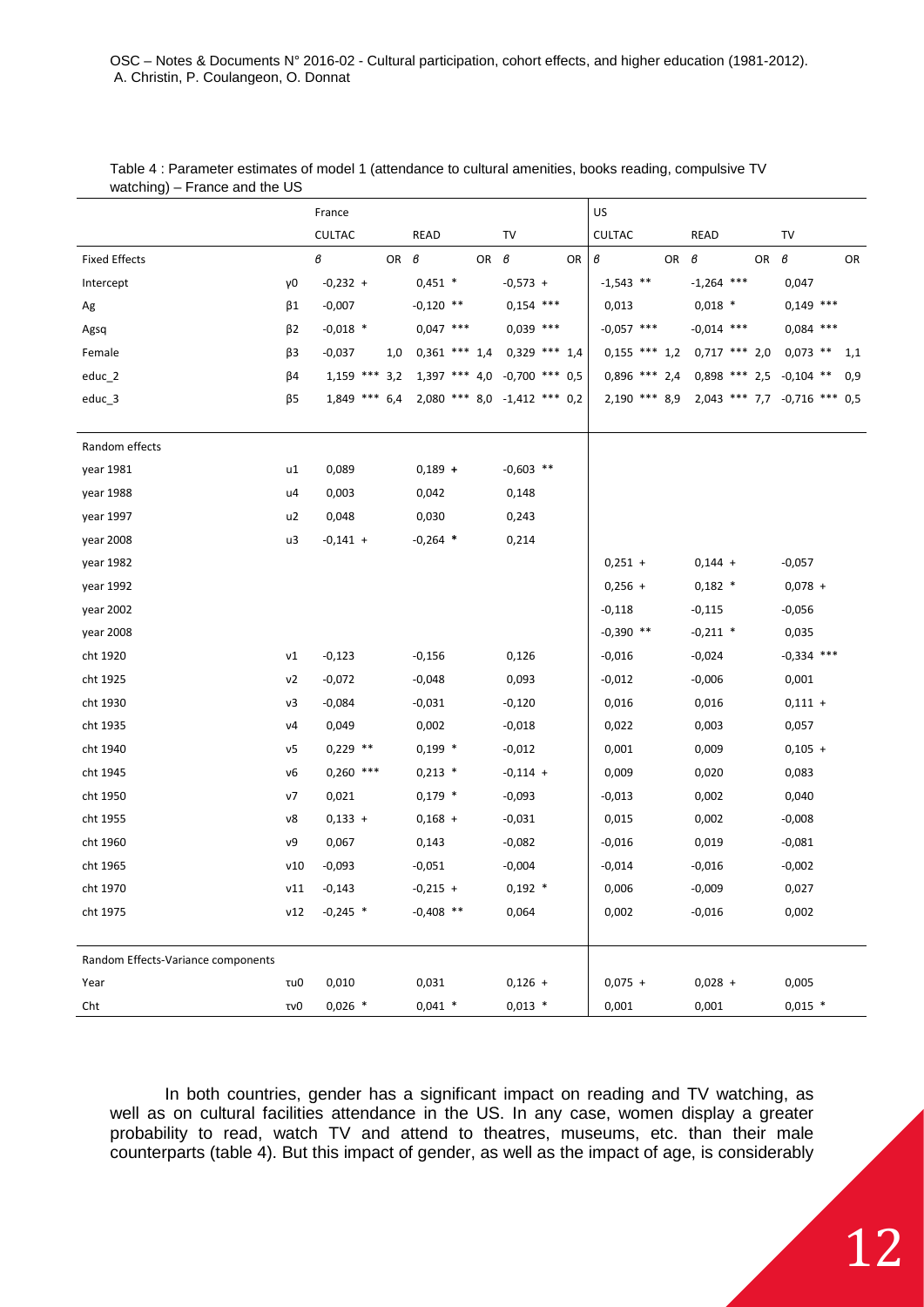Table 4 : Parameter estimates of model 1 (attendance to cultural amenities, books reading, compulsive TV watching) – France and the US

| | | France | | | | | | US | | | | | |
|---|---|---|---|---|---|---|---|---|---|---|---|---|---|
| | | CULTAC | | READ | | TV | | CULTAC | | READ | | TV | |
| Fixed Effects | | β | OR | β | OR | β | OR | β | OR | β | OR | β | OR |
| Intercept | γ0 | -0,232 + | | 0,451 * | | -0,573 + | | -1,543 ** | | -1,264 *** | | 0,047 | |
| Ag | β1 | -0,007 | | -0,120 ** | | 0,154 *** | | 0,013 | | 0,018 * | | 0,149 *** | |
| Agsq | β2 | -0,018 * | | 0,047 *** | | 0,039 *** | | -0,057 *** | | -0,014 *** | | 0,084 *** | |
| Female | β3 | -0,037 | 1,0 | 0,361 *** | 1,4 | 0,329 *** | 1,4 | 0,155 *** | 1,2 | 0,717 *** | 2,0 | 0,073 ** | 1,1 |
| educ_2 | β4 | 1,159 *** | 3,2 | 1,397 *** | 4,0 | -0,700 *** | 0,5 | 0,896 *** | 2,4 | 0,898 *** | 2,5 | -0,104 ** | 0,9 |
| educ_3 | β5 | 1,849 *** | 6,4 | 2,080 *** | 8,0 | -1,412 *** | 0,2 | 2,190 *** | 8,9 | 2,043 *** | 7,7 | -0,716 *** | 0,5 |
| Random effects | | | | | | | | | | | | | |
| year 1981 | u1 | 0,089 | | 0,189 + | | -0,603 ** | | | | | | | |
| year 1988 | u4 | 0,003 | | 0,042 | | 0,148 | | | | | | | |
| year 1997 | u2 | 0,048 | | 0,030 | | 0,243 | | | | | | | |
| year 2008 | u3 | -0,141 + | | -0,264 * | | 0,214 | | | | | | | |
| year 1982 | | | | | | | | 0,251 + | | 0,144 + | | -0,057 | |
| year 1992 | | | | | | | | 0,256 + | | 0,182 * | | 0,078 + | |
| year 2002 | | | | | | | | -0,118 | | -0,115 | | -0,056 | |
| year 2008 | | | | | | | | -0,390 ** | | -0,211 * | | 0,035 | |
| cht 1920 | v1 | -0,123 | | -0,156 | | 0,126 | | -0,016 | | -0,024 | | -0,334 *** | |
| cht 1925 | v2 | -0,072 | | -0,048 | | 0,093 | | -0,012 | | -0,006 | | 0,001 | |
| cht 1930 | v3 | -0,084 | | -0,031 | | -0,120 | | 0,016 | | 0,016 | | 0,111 + | |
| cht 1935 | v4 | 0,049 | | 0,002 | | -0,018 | | 0,022 | | 0,003 | | 0,057 | |
| cht 1940 | v5 | 0,229 ** | | 0,199 * | | -0,012 | | 0,001 | | 0,009 | | 0,105 + | |
| cht 1945 | v6 | 0,260 *** | | 0,213 * | | -0,114 + | | 0,009 | | 0,020 | | 0,083 | |
| cht 1950 | v7 | 0,021 | | 0,179 * | | -0,093 | | -0,013 | | 0,002 | | 0,040 | |
| cht 1955 | v8 | 0,133 + | | 0,168 + | | -0,031 | | 0,015 | | 0,002 | | -0,008 | |
| cht 1960 | v9 | 0,067 | | 0,143 | | -0,082 | | -0,016 | | 0,019 | | -0,081 | |
| cht 1965 | v10 | -0,093 | | -0,051 | | -0,004 | | -0,014 | | -0,016 | | -0,002 | |
| cht 1970 | v11 | -0,143 | | -0,215 + | | 0,192 * | | 0,006 | | -0,009 | | 0,027 | |
| cht 1975 | v12 | -0,245 * | | -0,408 ** | | 0,064 | | 0,002 | | -0,016 | | 0,002 | |
| Random Effects-Variance components | | | | | | | | | | | | | |
| Year | τu0 | 0,010 | | 0,031 | | 0,126 + | | 0,075 + | | 0,028 + | | 0,005 | |
| Cht | τv0 | 0,026 * | | 0,041 * | | 0,013 * | | 0,001 | | 0,001 | | 0,015 * | |

In both countries, gender has a significant impact on reading and TV watching, as well as on cultural facilities attendance in the US. In any case, women display a greater probability to read, watch TV and attend to theatres, museums, etc. than their male counterparts (table 4). But this impact of gender, as well as the impact of age, is considerably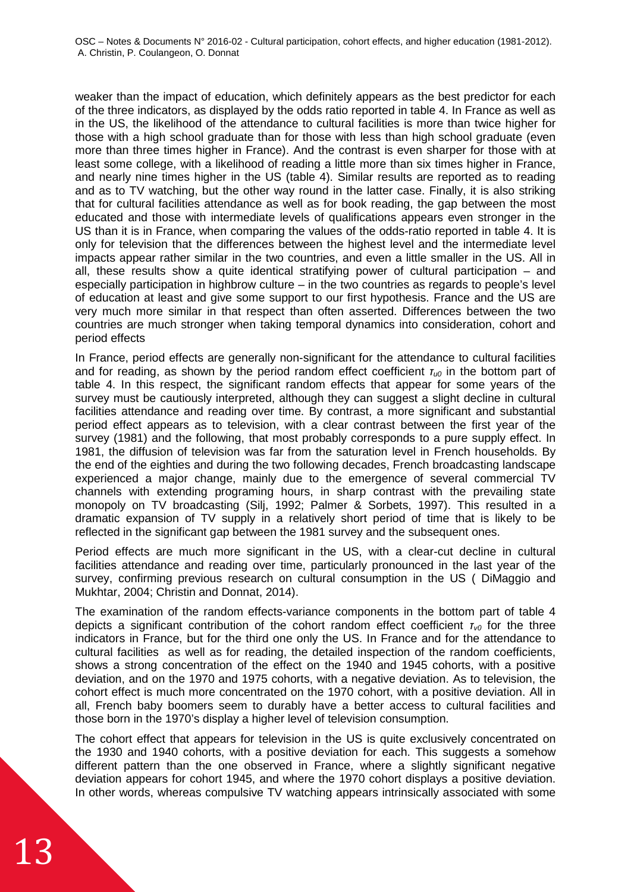weaker than the impact of education, which definitely appears as the best predictor for each of the three indicators, as displayed by the odds ratio reported in table 4. In France as well as in the US, the likelihood of the attendance to cultural facilities is more than twice higher for those with a high school graduate than for those with less than high school graduate (even more than three times higher in France). And the contrast is even sharper for those with at least some college, with a likelihood of reading a little more than six times higher in France, and nearly nine times higher in the US (table 4). Similar results are reported as to reading and as to TV watching, but the other way round in the latter case. Finally, it is also striking that for cultural facilities attendance as well as for book reading, the gap between the most educated and those with intermediate levels of qualifications appears even stronger in the US than it is in France, when comparing the values of the odds-ratio reported in table 4. It is only for television that the differences between the highest level and the intermediate level impacts appear rather similar in the two countries, and even a little smaller in the US. All in all, these results show a quite identical stratifying power of cultural participation – and especially participation in highbrow culture – in the two countries as regards to people's level of education at least and give some support to our first hypothesis. France and the US are very much more similar in that respect than often asserted. Differences between the two countries are much stronger when taking temporal dynamics into consideration, cohort and period effects

In France, period effects are generally non-significant for the attendance to cultural facilities and for reading, as shown by the period random effect coefficient $\tau_{u0}$ in the bottom part of table 4. In this respect, the significant random effects that appear for some years of the survey must be cautiously interpreted, although they can suggest a slight decline in cultural facilities attendance and reading over time. By contrast, a more significant and substantial period effect appears as to television, with a clear contrast between the first year of the survey (1981) and the following, that most probably corresponds to a pure supply effect. In 1981, the diffusion of television was far from the saturation level in French households. By the end of the eighties and during the two following decades, French broadcasting landscape experienced a major change, mainly due to the emergence of several commercial TV channels with extending programing hours, in sharp contrast with the prevailing state monopoly on TV broadcasting (Silj, 1992; Palmer & Sorbets, 1997). This resulted in a dramatic expansion of TV supply in a relatively short period of time that is likely to be reflected in the significant gap between the 1981 survey and the subsequent ones.

Period effects are much more significant in the US, with a clear-cut decline in cultural facilities attendance and reading over time, particularly pronounced in the last year of the survey, confirming previous research on cultural consumption in the US ( DiMaggio and Mukhtar, 2004; Christin and Donnat, 2014).

The examination of the random effects-variance components in the bottom part of table 4 depicts a significant contribution of the cohort random effect coefficient $\tau_{v0}$ for the three indicators in France, but for the third one only the US. In France and for the attendance to cultural facilities as well as for reading, the detailed inspection of the random coefficients, shows a strong concentration of the effect on the 1940 and 1945 cohorts, with a positive deviation, and on the 1970 and 1975 cohorts, with a negative deviation. As to television, the cohort effect is much more concentrated on the 1970 cohort, with a positive deviation. All in all, French baby boomers seem to durably have a better access to cultural facilities and those born in the 1970's display a higher level of television consumption.

The cohort effect that appears for television in the US is quite exclusively concentrated on the 1930 and 1940 cohorts, with a positive deviation for each. This suggests a somehow different pattern than the one observed in France, where a slightly significant negative deviation appears for cohort 1945, and where the 1970 cohort displays a positive deviation. In other words, whereas compulsive TV watching appears intrinsically associated with some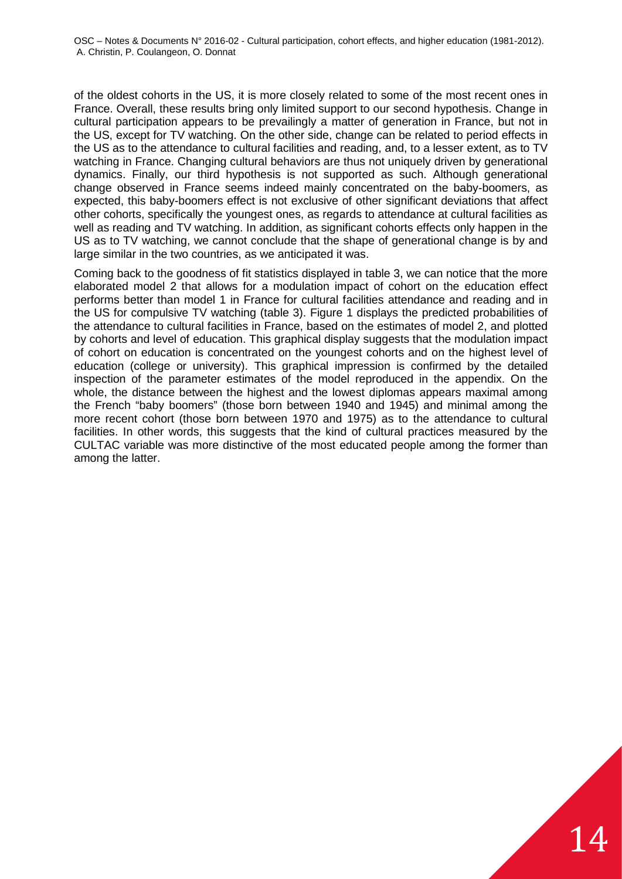of the oldest cohorts in the US, it is more closely related to some of the most recent ones in France. Overall, these results bring only limited support to our second hypothesis. Change in cultural participation appears to be prevailingly a matter of generation in France, but not in the US, except for TV watching. On the other side, change can be related to period effects in the US as to the attendance to cultural facilities and reading, and, to a lesser extent, as to TV watching in France. Changing cultural behaviors are thus not uniquely driven by generational dynamics. Finally, our third hypothesis is not supported as such. Although generational change observed in France seems indeed mainly concentrated on the baby-boomers, as expected, this baby-boomers effect is not exclusive of other significant deviations that affect other cohorts, specifically the youngest ones, as regards to attendance at cultural facilities as well as reading and TV watching. In addition, as significant cohorts effects only happen in the US as to TV watching, we cannot conclude that the shape of generational change is by and large similar in the two countries, as we anticipated it was.

Coming back to the goodness of fit statistics displayed in table 3, we can notice that the more elaborated model 2 that allows for a modulation impact of cohort on the education effect performs better than model 1 in France for cultural facilities attendance and reading and in the US for compulsive TV watching (table 3). Figure 1 displays the predicted probabilities of the attendance to cultural facilities in France, based on the estimates of model 2, and plotted by cohorts and level of education. This graphical display suggests that the modulation impact of cohort on education is concentrated on the youngest cohorts and on the highest level of education (college or university). This graphical impression is confirmed by the detailed inspection of the parameter estimates of the model reproduced in the appendix. On the whole, the distance between the highest and the lowest diplomas appears maximal among the French "baby boomers" (those born between 1940 and 1945) and minimal among the more recent cohort (those born between 1970 and 1975) as to the attendance to cultural facilities. In other words, this suggests that the kind of cultural practices measured by the CULTAC variable was more distinctive of the most educated people among the former than among the latter.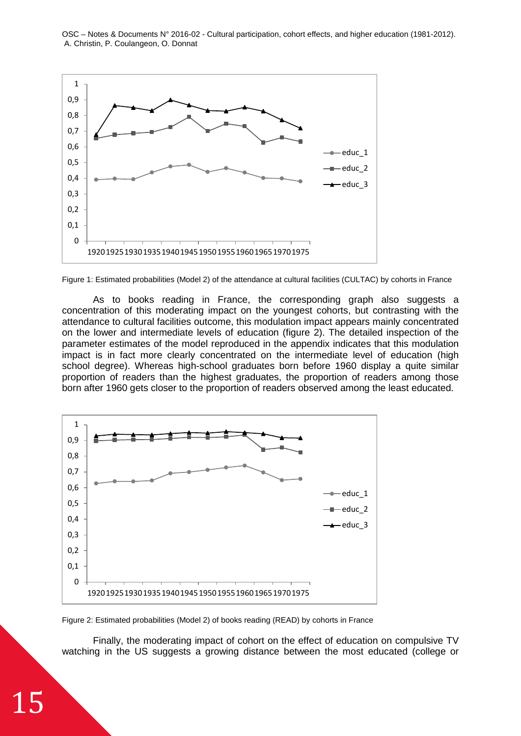1
0,9
0,8
0,7
0,6
0,5
0,4
0,3
0,2
0,1
0

1920 1925 1930 1935 1940 1945 1950 1955 1960 1965 1970 1975

educ_1
educ_2
educ_3

Figure 1: Estimated probabilities (Model 2) of the attendance at cultural facilities (CULTAC) by cohorts in France

As to books reading in France, the corresponding graph also suggests a concentration of this moderating impact on the youngest cohorts, but contrasting with the attendance to cultural facilities outcome, this modulation impact appears mainly concentrated on the lower and intermediate levels of education (figure 2). The detailed inspection of the parameter estimates of the model reproduced in the appendix indicates that this modulation impact is in fact more clearly concentrated on the intermediate level of education (high school degree). Whereas high-school graduates born before 1960 display a quite similar proportion of readers than the highest graduates, the proportion of readers among those born after 1960 gets closer to the proportion of readers observed among the least educated.

1
0,9
0,8
0,7
0,6
0,5
0,4
0,3
0,2
0,1
0

1920 1925 1930 1935 1940 1945 1950 1955 1960 1965 1970 1975

educ_1
educ_2
educ_3

Figure 2: Estimated probabilities (Model 2) of books reading (READ) by cohorts in France

Finally, the moderating impact of cohort on the effect of education on compulsive TV watching in the US suggests a growing distance between the most educated (college or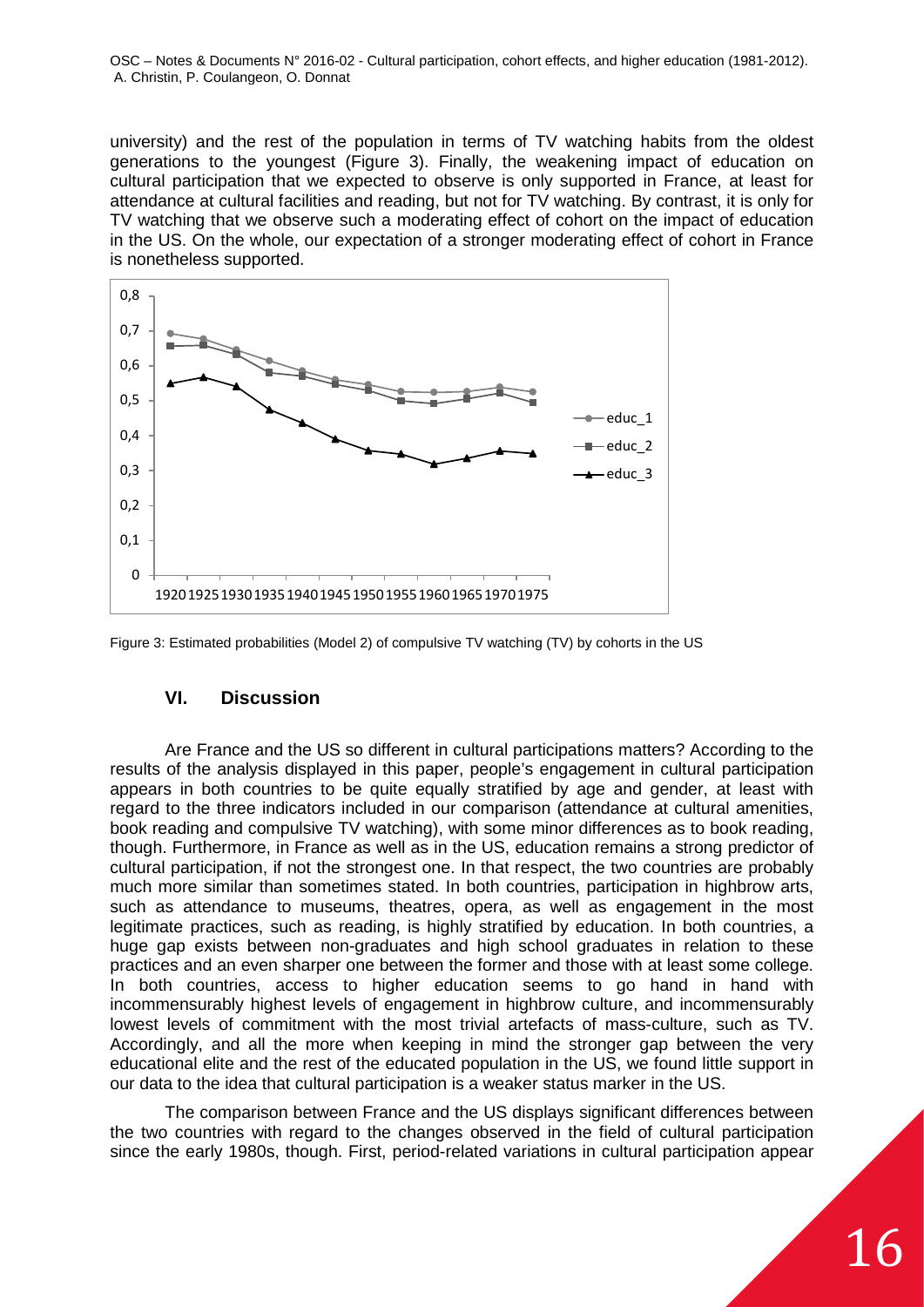university) and the rest of the population in terms of TV watching habits from the oldest generations to the youngest (Figure 3). Finally, the weakening impact of education on cultural participation that we expected to observe is only supported in France, at least for attendance at cultural facilities and reading, but not for TV watching. By contrast, it is only for TV watching that we observe such a moderating effect of cohort on the impact of education in the US. On the whole, our expectation of a stronger moderating effect of cohort in France is nonetheless supported.

0,8
0,7
0,6
0,5
0,4
0,3
0,2
0,1
0

1920 1925 1930 1935 1940 1945 1950 1955 1960 1965 1970 1975

educ_1
educ_2
educ_3

Figure 3: Estimated probabilities (Model 2) of compulsive TV watching (TV) by cohorts in the US

## VI. Discussion

Are France and the US so different in cultural participations matters? According to the results of the analysis displayed in this paper, people's engagement in cultural participation appears in both countries to be quite equally stratified by age and gender, at least with regard to the three indicators included in our comparison (attendance at cultural amenities, book reading and compulsive TV watching), with some minor differences as to book reading, though. Furthermore, in France as well as in the US, education remains a strong predictor of cultural participation, if not the strongest one. In that respect, the two countries are probably much more similar than sometimes stated. In both countries, participation in highbrow arts, such as attendance to museums, theatres, opera, as well as engagement in the most legitimate practices, such as reading, is highly stratified by education. In both countries, a huge gap exists between non-graduates and high school graduates in relation to these practices and an even sharper one between the former and those with at least some college. In both countries, access to higher education seems to go hand in hand with incommensurably highest levels of engagement in highbrow culture, and incommensurably lowest levels of commitment with the most trivial artefacts of mass-culture, such as TV. Accordingly, and all the more when keeping in mind the stronger gap between the very educational elite and the rest of the educated population in the US, we found little support in our data to the idea that cultural participation is a weaker status marker in the US.

The comparison between France and the US displays significant differences between the two countries with regard to the changes observed in the field of cultural participation since the early 1980s, though. First, period-related variations in cultural participation appear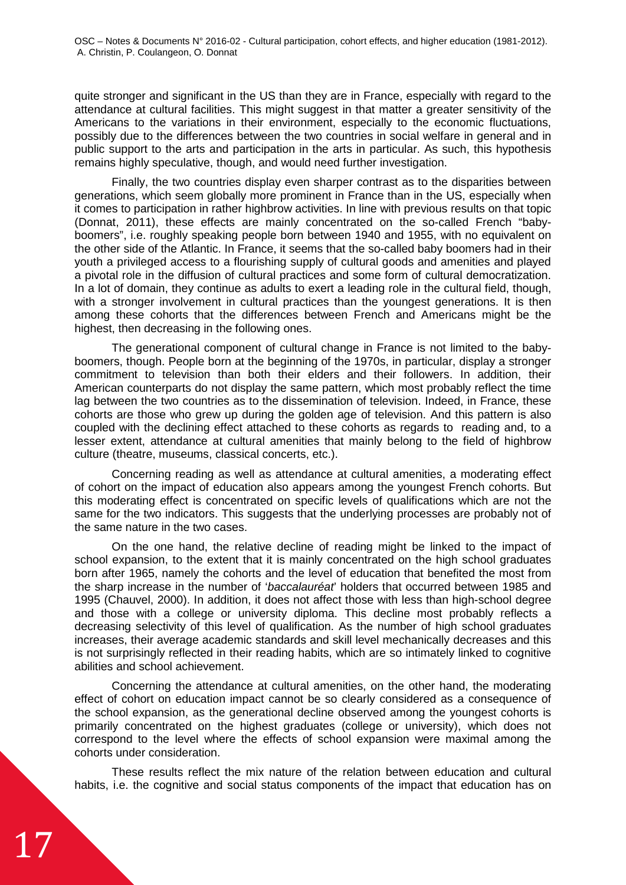quite stronger and significant in the US than they are in France, especially with regard to the attendance at cultural facilities. This might suggest in that matter a greater sensitivity of the Americans to the variations in their environment, especially to the economic fluctuations, possibly due to the differences between the two countries in social welfare in general and in public support to the arts and participation in the arts in particular. As such, this hypothesis remains highly speculative, though, and would need further investigation.

Finally, the two countries display even sharper contrast as to the disparities between generations, which seem globally more prominent in France than in the US, especially when it comes to participation in rather highbrow activities. In line with previous results on that topic (Donnat, 2011), these effects are mainly concentrated on the so-called French "baby-boomers", i.e. roughly speaking people born between 1940 and 1955, with no equivalent on the other side of the Atlantic. In France, it seems that the so-called baby boomers had in their youth a privileged access to a flourishing supply of cultural goods and amenities and played a pivotal role in the diffusion of cultural practices and some form of cultural democratization. In a lot of domain, they continue as adults to exert a leading role in the cultural field, though, with a stronger involvement in cultural practices than the youngest generations. It is then among these cohorts that the differences between French and Americans might be the highest, then decreasing in the following ones.

The generational component of cultural change in France is not limited to the baby-boomers, though. People born at the beginning of the 1970s, in particular, display a stronger commitment to television than both their elders and their followers. In addition, their American counterparts do not display the same pattern, which most probably reflect the time lag between the two countries as to the dissemination of television. Indeed, in France, these cohorts are those who grew up during the golden age of television. And this pattern is also coupled with the declining effect attached to these cohorts as regards to reading and, to a lesser extent, attendance at cultural amenities that mainly belong to the field of highbrow culture (theatre, museums, classical concerts, etc.).

Concerning reading as well as attendance at cultural amenities, a moderating effect of cohort on the impact of education also appears among the youngest French cohorts. But this moderating effect is concentrated on specific levels of qualifications which are not the same for the two indicators. This suggests that the underlying processes are probably not of the same nature in the two cases.

On the one hand, the relative decline of reading might be linked to the impact of school expansion, to the extent that it is mainly concentrated on the high school graduates born after 1965, namely the cohorts and the level of education that benefited the most from the sharp increase in the number of '*baccalauréat*' holders that occurred between 1985 and 1995 (Chauvel, 2000). In addition, it does not affect those with less than high-school degree and those with a college or university diploma. This decline most probably reflects a decreasing selectivity of this level of qualification. As the number of high school graduates increases, their average academic standards and skill level mechanically decreases and this is not surprisingly reflected in their reading habits, which are so intimately linked to cognitive abilities and school achievement.

Concerning the attendance at cultural amenities, on the other hand, the moderating effect of cohort on education impact cannot be so clearly considered as a consequence of the school expansion, as the generational decline observed among the youngest cohorts is primarily concentrated on the highest graduates (college or university), which does not correspond to the level where the effects of school expansion were maximal among the cohorts under consideration.

These results reflect the mix nature of the relation between education and cultural habits, i.e. the cognitive and social status components of the impact that education has on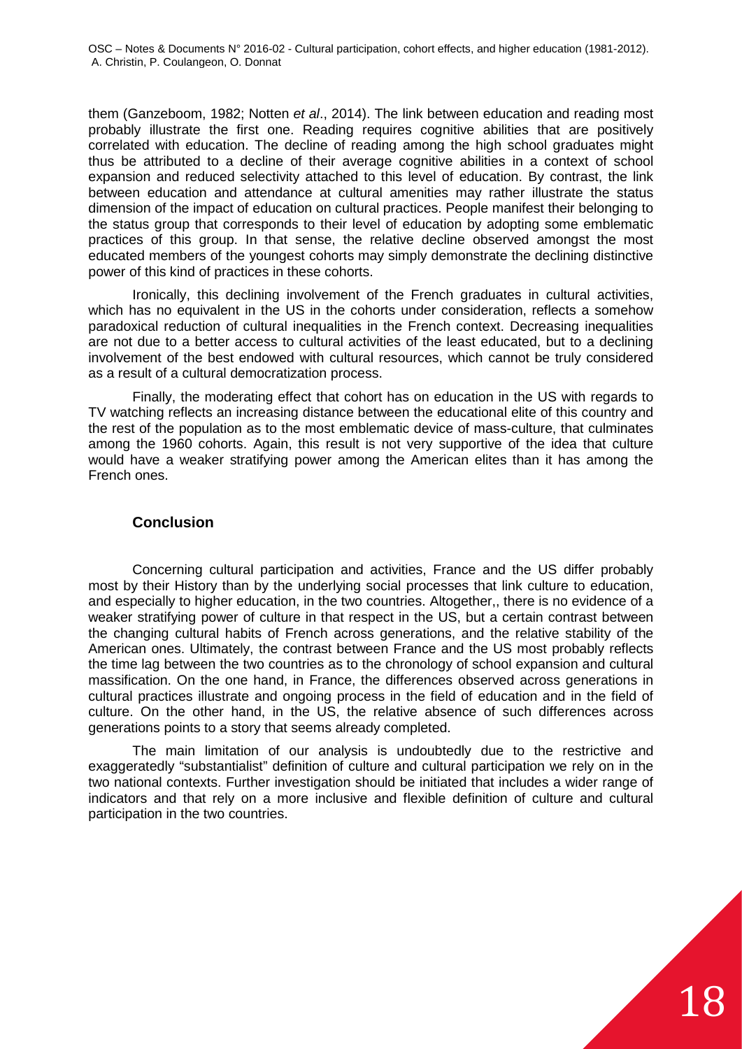them (Ganzeboom, 1982; Notten *et al*., 2014). The link between education and reading most probably illustrate the first one. Reading requires cognitive abilities that are positively correlated with education. The decline of reading among the high school graduates might thus be attributed to a decline of their average cognitive abilities in a context of school expansion and reduced selectivity attached to this level of education. By contrast, the link between education and attendance at cultural amenities may rather illustrate the status dimension of the impact of education on cultural practices. People manifest their belonging to the status group that corresponds to their level of education by adopting some emblematic practices of this group. In that sense, the relative decline observed amongst the most educated members of the youngest cohorts may simply demonstrate the declining distinctive power of this kind of practices in these cohorts.

Ironically, this declining involvement of the French graduates in cultural activities, which has no equivalent in the US in the cohorts under consideration, reflects a somehow paradoxical reduction of cultural inequalities in the French context. Decreasing inequalities are not due to a better access to cultural activities of the least educated, but to a declining involvement of the best endowed with cultural resources, which cannot be truly considered as a result of a cultural democratization process.

Finally, the moderating effect that cohort has on education in the US with regards to TV watching reflects an increasing distance between the educational elite of this country and the rest of the population as to the most emblematic device of mass-culture, that culminates among the 1960 cohorts. Again, this result is not very supportive of the idea that culture would have a weaker stratifying power among the American elites than it has among the French ones.

## Conclusion

Concerning cultural participation and activities, France and the US differ probably most by their History than by the underlying social processes that link culture to education, and especially to higher education, in the two countries. Altogether,, there is no evidence of a weaker stratifying power of culture in that respect in the US, but a certain contrast between the changing cultural habits of French across generations, and the relative stability of the American ones. Ultimately, the contrast between France and the US most probably reflects the time lag between the two countries as to the chronology of school expansion and cultural massification. On the one hand, in France, the differences observed across generations in cultural practices illustrate and ongoing process in the field of education and in the field of culture. On the other hand, in the US, the relative absence of such differences across generations points to a story that seems already completed.

The main limitation of our analysis is undoubtedly due to the restrictive and exaggeratedly "substantialist" definition of culture and cultural participation we rely on in the two national contexts. Further investigation should be initiated that includes a wider range of indicators and that rely on a more inclusive and flexible definition of culture and cultural participation in the two countries.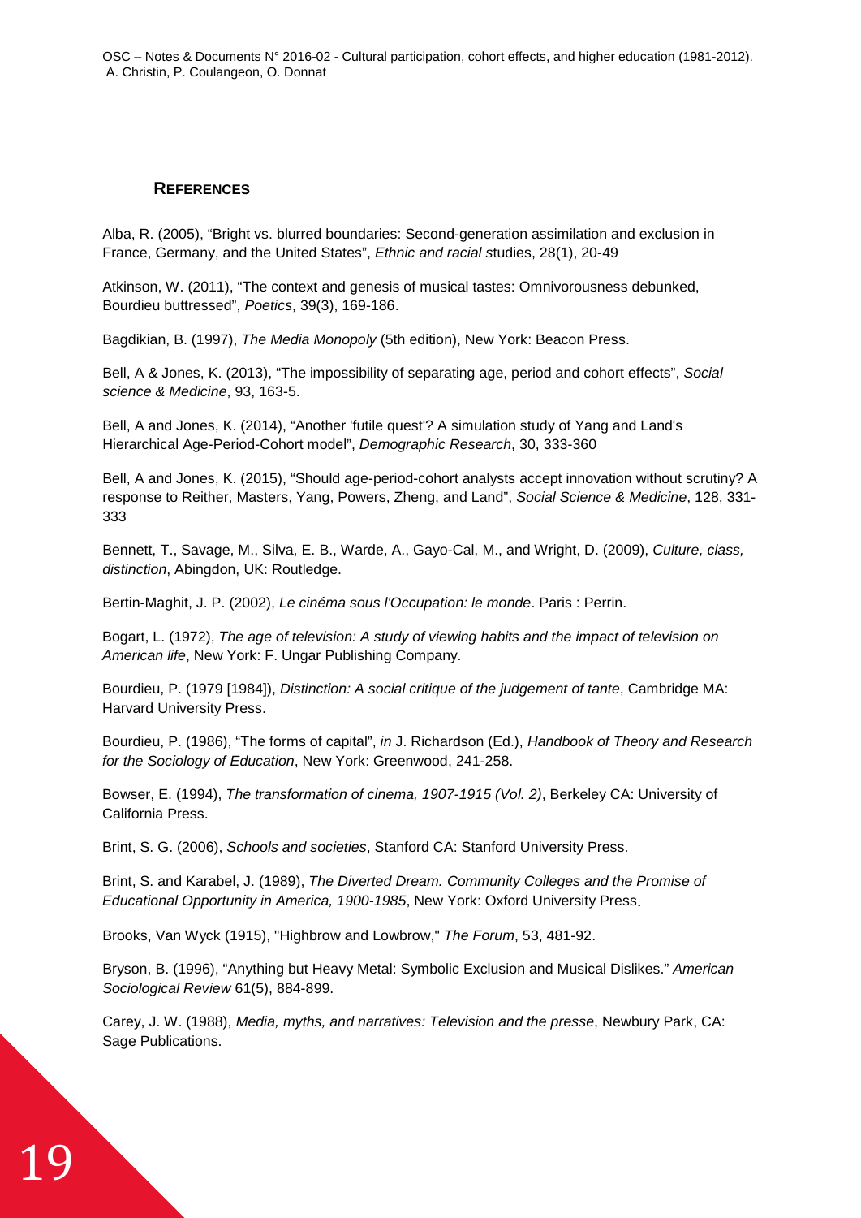### References

Alba, R. (2005), “Bright vs. blurred boundaries: Second-generation assimilation and exclusion in France, Germany, and the United States”, *Ethnic and racial* studies, 28(1), 20-49

Atkinson, W. (2011), “The context and genesis of musical tastes: Omnivorousness debunked, Bourdieu buttressed”, *Poetics*, 39(3), 169-186.

Bagdikian, B. (1997), *The Media Monopoly* (5th edition), New York: Beacon Press.

Bell, A & Jones, K. (2013), “The impossibility of separating age, period and cohort effects”, *Social science & Medicine*, 93, 163-5.

Bell, A and Jones, K. (2014), “Another 'futile quest'? A simulation study of Yang and Land's Hierarchical Age-Period-Cohort model”, *Demographic Research*, 30, 333-360

Bell, A and Jones, K. (2015), “Should age-period-cohort analysts accept innovation without scrutiny? A response to Reither, Masters, Yang, Powers, Zheng, and Land”, *Social Science & Medicine*, 128, 331-333

Bennett, T., Savage, M., Silva, E. B., Warde, A., Gayo-Cal, M., and Wright, D. (2009), *Culture, class, distinction*, Abingdon, UK: Routledge.

Bertin-Maghit, J. P. (2002), *Le cinéma sous l'Occupation: le monde*. Paris : Perrin.

Bogart, L. (1972), *The age of television: A study of viewing habits and the impact of television on American life*, New York: F. Ungar Publishing Company.

Bourdieu, P. (1979 [1984]), *Distinction: A social critique of the judgement of tante*, Cambridge MA: Harvard University Press.

Bourdieu, P. (1986), “The forms of capital”, *in* J. Richardson (Ed.), *Handbook of Theory and Research for the Sociology of Education*, New York: Greenwood, 241-258.

Bowser, E. (1994), *The transformation of cinema, 1907-1915 (Vol. 2)*, Berkeley CA: University of California Press.

Brint, S. G. (2006), *Schools and societies*, Stanford CA: Stanford University Press.

Brint, S. and Karabel, J. (1989), *The Diverted Dream. Community Colleges and the Promise of Educational Opportunity in America, 1900-1985*, New York: Oxford University Press.

Brooks, Van Wyck (1915), "Highbrow and Lowbrow," *The Forum*, 53, 481-92.

Bryson, B. (1996), “Anything but Heavy Metal: Symbolic Exclusion and Musical Dislikes.” *American Sociological Review* 61(5), 884-899.

Carey, J. W. (1988), *Media, myths, and narratives: Television and the presse*, Newbury Park, CA: Sage Publications.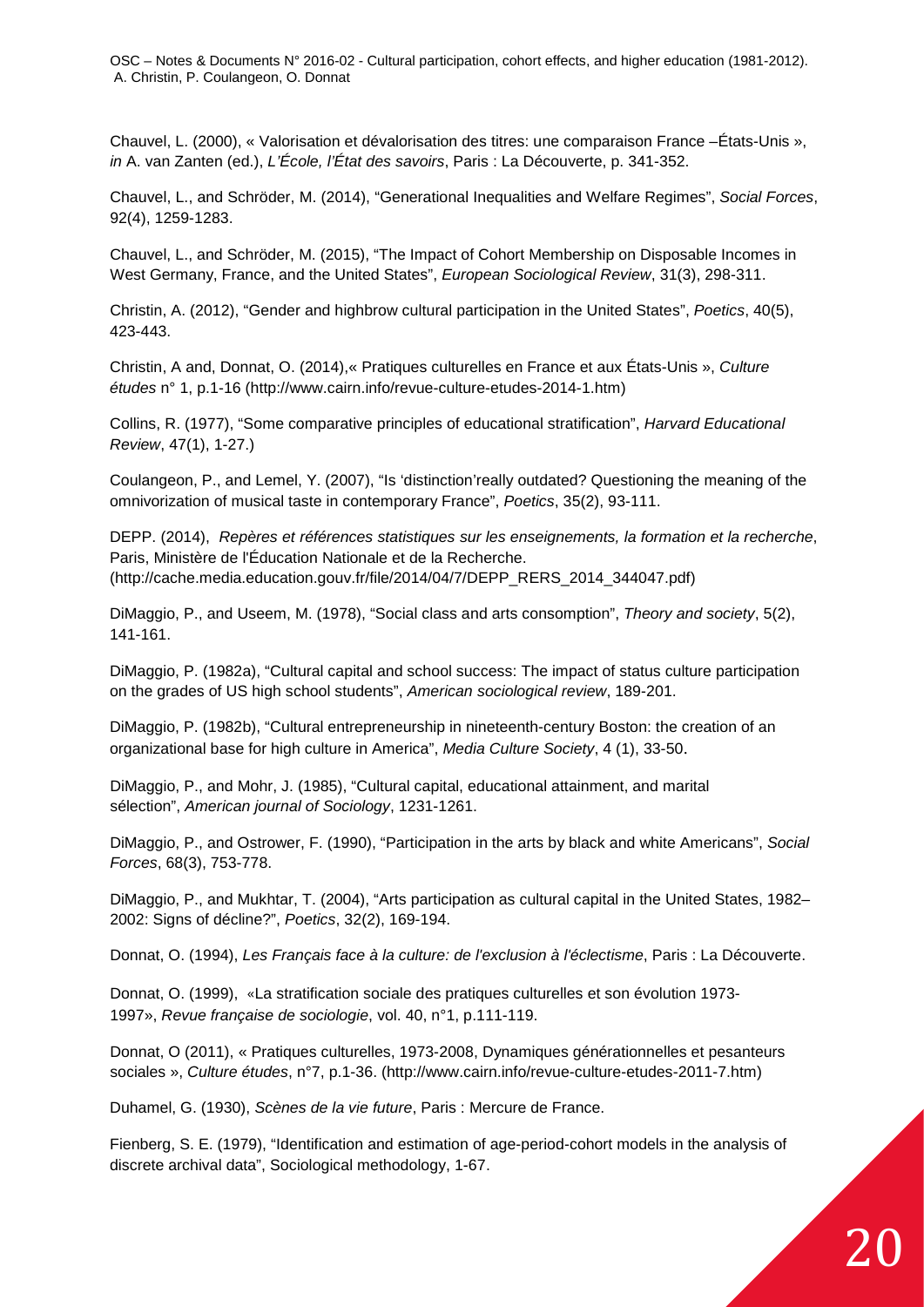Chauvel, L. (2000), « Valorisation et dévalorisation des titres: une comparaison France –États-Unis », *in* A. van Zanten (ed.), *L'École, l'État des savoirs*, Paris : La Découverte, p. 341-352.

Chauvel, L., and Schröder, M. (2014), "Generational Inequalities and Welfare Regimes", *Social Forces*, 92(4), 1259-1283.

Chauvel, L., and Schröder, M. (2015), "The Impact of Cohort Membership on Disposable Incomes in West Germany, France, and the United States", *European Sociological Review*, 31(3), 298-311.

Christin, A. (2012), "Gender and highbrow cultural participation in the United States", *Poetics*, 40(5), 423-443.

Christin, A and, Donnat, O. (2014),« Pratiques culturelles en France et aux États-Unis », *Culture études* n° 1, p.1-16 (http://www.cairn.info/revue-culture-etudes-2014-1.htm)

Collins, R. (1977), "Some comparative principles of educational stratification", *Harvard Educational Review*, 47(1), 1-27.)

Coulangeon, P., and Lemel, Y. (2007), "Is 'distinction'really outdated? Questioning the meaning of the omnivorization of musical taste in contemporary France", *Poetics*, 35(2), 93-111.

DEPP. (2014), *Repères et références statistiques sur les enseignements, la formation et la recherche*, Paris, Ministère de l'Éducation Nationale et de la Recherche. (http://cache.media.education.gouv.fr/file/2014/04/7/DEPP_RERS_2014_344047.pdf)

DiMaggio, P., and Useem, M. (1978), "Social class and arts consomption", *Theory and society*, 5(2), 141-161.

DiMaggio, P. (1982a), "Cultural capital and school success: The impact of status culture participation on the grades of US high school students", *American sociological review*, 189-201.

DiMaggio, P. (1982b), "Cultural entrepreneurship in nineteenth-century Boston: the creation of an organizational base for high culture in America", *Media Culture Society*, 4 (1), 33-50.

DiMaggio, P., and Mohr, J. (1985), "Cultural capital, educational attainment, and marital sélection", *American journal of Sociology*, 1231-1261.

DiMaggio, P., and Ostrower, F. (1990), "Participation in the arts by black and white Americans", *Social Forces*, 68(3), 753-778.

DiMaggio, P., and Mukhtar, T. (2004), "Arts participation as cultural capital in the United States, 1982–2002: Signs of décline?", *Poetics*, 32(2), 169-194.

Donnat, O. (1994), *Les Français face à la culture: de l'exclusion à l'éclectisme*, Paris : La Découverte.

Donnat, O. (1999), «La stratification sociale des pratiques culturelles et son évolution 1973-1997», *Revue française de sociologie*, vol. 40, n°1, p.111-119.

Donnat, O (2011), « Pratiques culturelles, 1973-2008, Dynamiques générationnelles et pesanteurs sociales », *Culture études*, n°7, p.1-36. (http://www.cairn.info/revue-culture-etudes-2011-7.htm)

Duhamel, G. (1930), *Scènes de la vie future*, Paris : Mercure de France.

Fienberg, S. E. (1979), "Identification and estimation of age-period-cohort models in the analysis of discrete archival data", Sociological methodology, 1-67.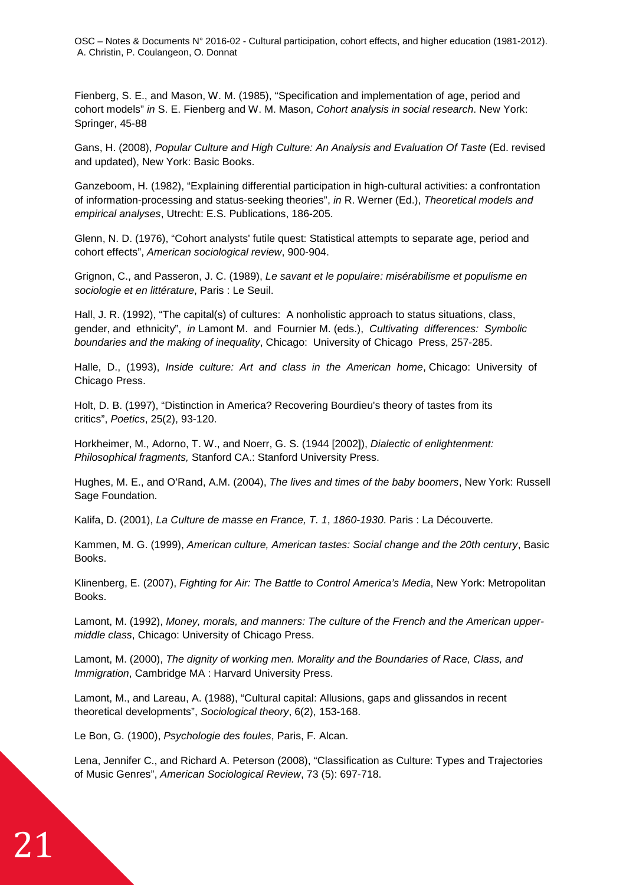Fienberg, S. E., and Mason, W. M. (1985), “Specification and implementation of age, period and cohort models” *in* S. E. Fienberg and W. M. Mason, *Cohort analysis in social research*. New York: Springer, 45-88

Gans, H. (2008), *Popular Culture and High Culture: An Analysis and Evaluation Of Taste* (Ed. revised and updated), New York: Basic Books.

Ganzeboom, H. (1982), “Explaining differential participation in high-cultural activities: a confrontation of information-processing and status-seeking theories”, *in* R. Werner (Ed.), *Theoretical models and empirical analyses*, Utrecht: E.S. Publications, 186-205.

Glenn, N. D. (1976), “Cohort analysts' futile quest: Statistical attempts to separate age, period and cohort effects”, *American sociological review*, 900-904.

Grignon, C., and Passeron, J. C. (1989), *Le savant et le populaire: misérabilisme et populisme en sociologie et en littérature*, Paris : Le Seuil.

Hall, J. R. (1992), “The capital(s) of cultures: A nonholistic approach to status situations, class, gender, and ethnicity”, *in* Lamont M. and Fournier M. (eds.), *Cultivating differences: Symbolic boundaries and the making of inequality*, Chicago: University of Chicago Press, 257-285.

Halle, D., (1993), *Inside culture: Art and class in the American home*, Chicago: University of Chicago Press.

Holt, D. B. (1997), “Distinction in America? Recovering Bourdieu's theory of tastes from its critics”, *Poetics*, 25(2), 93-120.

Horkheimer, M., Adorno, T. W., and Noerr, G. S. (1944 [2002]), *Dialectic of enlightenment: Philosophical fragments,* Stanford CA.: Stanford University Press.

Hughes, M. E., and O'Rand, A.M. (2004), *The lives and times of the baby boomers*, New York: Russell Sage Foundation.

Kalifa, D. (2001), *La Culture de masse en France, T. 1*, *1860-1930*. Paris : La Découverte.

Kammen, M. G. (1999), *American culture, American tastes: Social change and the 20th century*, Basic Books.

Klinenberg, E. (2007), *Fighting for Air: The Battle to Control America's Media*, New York: Metropolitan Books.

Lamont, M. (1992), *Money, morals, and manners: The culture of the French and the American upper-middle class*, Chicago: University of Chicago Press.

Lamont, M. (2000), *The dignity of working men. Morality and the Boundaries of Race, Class, and Immigration*, Cambridge MA : Harvard University Press.

Lamont, M., and Lareau, A. (1988), “Cultural capital: Allusions, gaps and glissandos in recent theoretical developments”, *Sociological theory*, 6(2), 153-168.

Le Bon, G. (1900), *Psychologie des foules*, Paris, F. Alcan.

Lena, Jennifer C., and Richard A. Peterson (2008), “Classification as Culture: Types and Trajectories of Music Genres”, *American Sociological Review*, 73 (5): 697-718.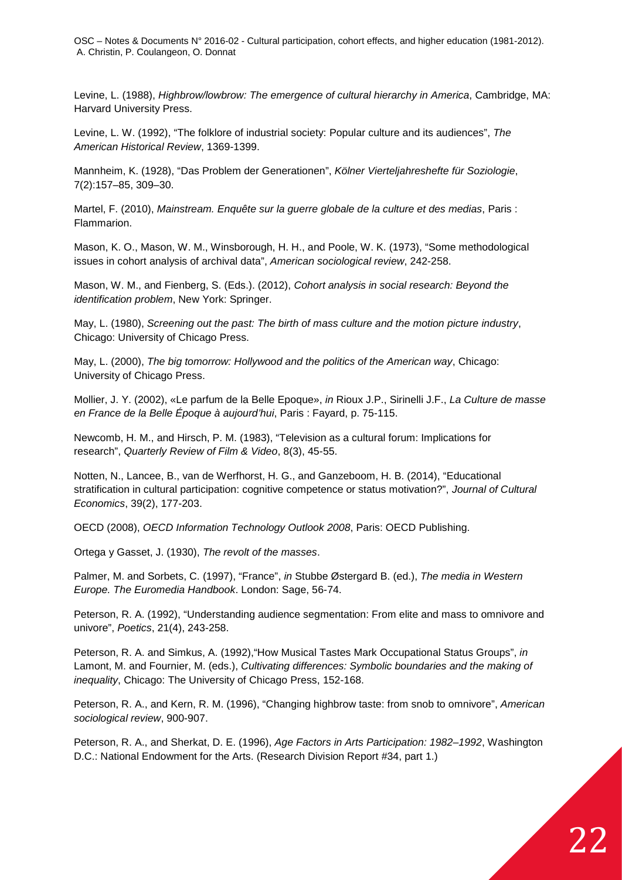Levine, L. (1988), *Highbrow/lowbrow: The emergence of cultural hierarchy in America*, Cambridge, MA: Harvard University Press.

Levine, L. W. (1992), "The folklore of industrial society: Popular culture and its audiences", *The American Historical Review*, 1369-1399.

Mannheim, K. (1928), "Das Problem der Generationen", *Kölner Vierteljahreshefte für Soziologie*, 7(2):157–85, 309–30.

Martel, F. (2010), *Mainstream. Enquête sur la guerre globale de la culture et des medias*, Paris : Flammarion.

Mason, K. O., Mason, W. M., Winsborough, H. H., and Poole, W. K. (1973), "Some methodological issues in cohort analysis of archival data", *American sociological review*, 242-258.

Mason, W. M., and Fienberg, S. (Eds.). (2012), *Cohort analysis in social research: Beyond the identification problem*, New York: Springer.

May, L. (1980), *Screening out the past: The birth of mass culture and the motion picture industry*, Chicago: University of Chicago Press.

May, L. (2000), *The big tomorrow: Hollywood and the politics of the American way*, Chicago: University of Chicago Press.

Mollier, J. Y. (2002), «Le parfum de la Belle Epoque», *in* Rioux J.P., Sirinelli J.F., *La Culture de masse en France de la Belle Époque à aujourd'hui*, Paris : Fayard, p. 75-115.

Newcomb, H. M., and Hirsch, P. M. (1983), "Television as a cultural forum: Implications for research", *Quarterly Review of Film & Video*, 8(3), 45-55.

Notten, N., Lancee, B., van de Werfhorst, H. G., and Ganzeboom, H. B. (2014), "Educational stratification in cultural participation: cognitive competence or status motivation?", *Journal of Cultural Economics*, 39(2), 177-203.

OECD (2008), *OECD Information Technology Outlook 2008*, Paris: OECD Publishing.

Ortega y Gasset, J. (1930), *The revolt of the masses*.

Palmer, M. and Sorbets, C. (1997), "France", *in* Stubbe Østergard B. (ed.), *The media in Western Europe. The Euromedia Handbook*. London: Sage, 56-74.

Peterson, R. A. (1992), "Understanding audience segmentation: From elite and mass to omnivore and univore", *Poetics*, 21(4), 243-258.

Peterson, R. A. and Simkus, A. (1992),"How Musical Tastes Mark Occupational Status Groups", *in* Lamont, M. and Fournier, M. (eds.), *Cultivating differences: Symbolic boundaries and the making of inequality*, Chicago: The University of Chicago Press, 152-168.

Peterson, R. A., and Kern, R. M. (1996), "Changing highbrow taste: from snob to omnivore", *American sociological review*, 900-907.

Peterson, R. A., and Sherkat, D. E. (1996), *Age Factors in Arts Participation: 1982–1992*, Washington D.C.: National Endowment for the Arts. (Research Division Report #34, part 1.)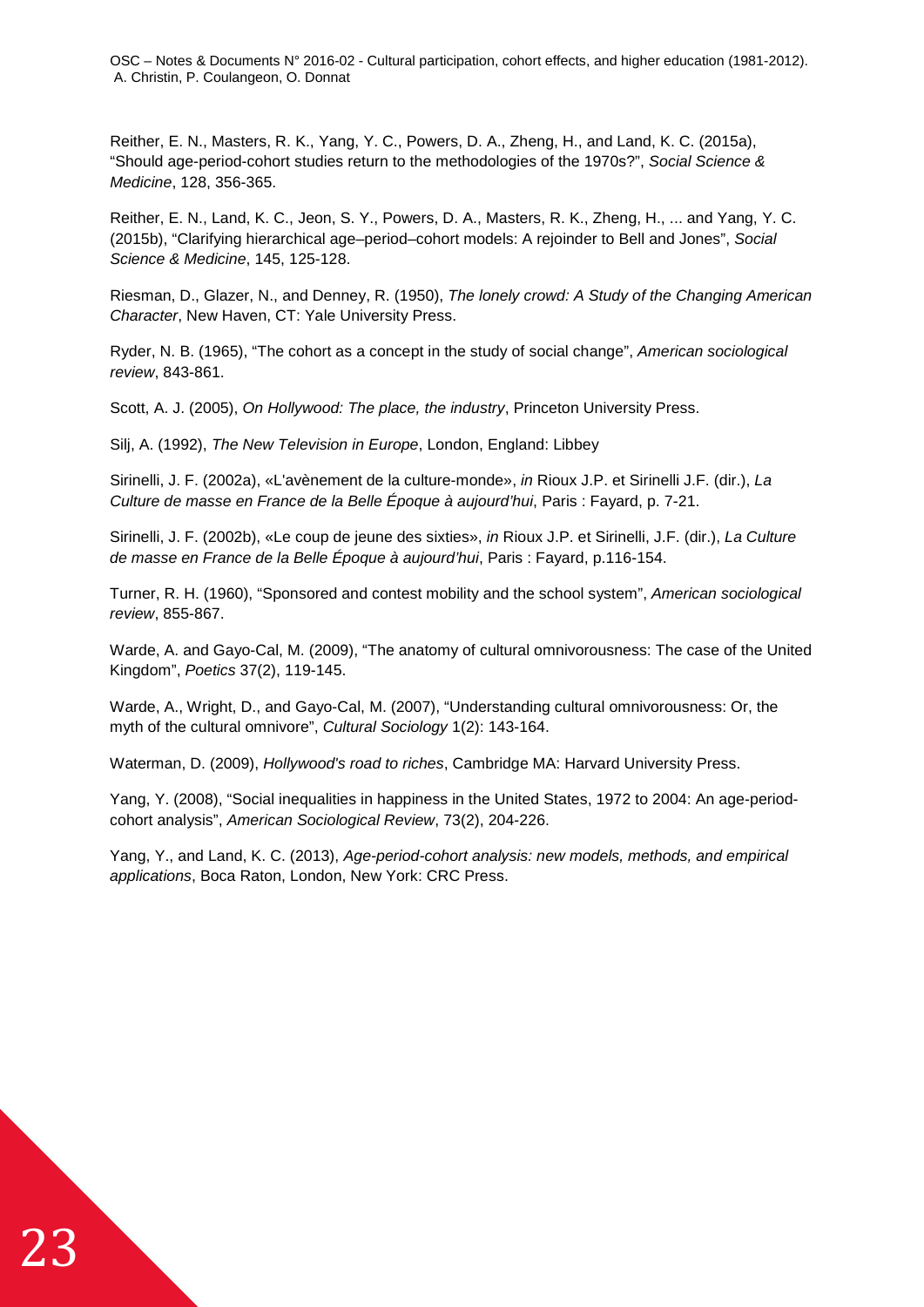Reither, E. N., Masters, R. K., Yang, Y. C., Powers, D. A., Zheng, H., and Land, K. C. (2015a), "Should age-period-cohort studies return to the methodologies of the 1970s?", *Social Science & Medicine*, 128, 356-365.

Reither, E. N., Land, K. C., Jeon, S. Y., Powers, D. A., Masters, R. K., Zheng, H., ... and Yang, Y. C. (2015b), "Clarifying hierarchical age–period–cohort models: A rejoinder to Bell and Jones", *Social Science & Medicine*, 145, 125-128.

Riesman, D., Glazer, N., and Denney, R. (1950), *The lonely crowd: A Study of the Changing American Character*, New Haven, CT: Yale University Press.

Ryder, N. B. (1965), "The cohort as a concept in the study of social change", *American sociological review*, 843-861.

Scott, A. J. (2005), *On Hollywood: The place, the industry*, Princeton University Press.

Silj, A. (1992), *The New Television in Europe*, London, England: Libbey

Sirinelli, J. F. (2002a), «L'avènement de la culture-monde», *in* Rioux J.P. et Sirinelli J.F. (dir.), *La Culture de masse en France de la Belle Époque à aujourd'hui*, Paris : Fayard, p. 7-21.

Sirinelli, J. F. (2002b), «Le coup de jeune des sixties», *in* Rioux J.P. et Sirinelli, J.F. (dir.), *La Culture de masse en France de la Belle Époque à aujourd'hui*, Paris : Fayard, p.116-154.

Turner, R. H. (1960), "Sponsored and contest mobility and the school system", *American sociological review*, 855-867.

Warde, A. and Gayo-Cal, M. (2009), "The anatomy of cultural omnivorousness: The case of the United Kingdom", *Poetics* 37(2), 119-145.

Warde, A., Wright, D., and Gayo-Cal, M. (2007), "Understanding cultural omnivorousness: Or, the myth of the cultural omnivore", *Cultural Sociology* 1(2): 143-164.

Waterman, D. (2009), *Hollywood's road to riches*, Cambridge MA: Harvard University Press.

Yang, Y. (2008), "Social inequalities in happiness in the United States, 1972 to 2004: An age-period-cohort analysis", *American Sociological Review*, 73(2), 204-226.

Yang, Y., and Land, K. C. (2013), *Age-period-cohort analysis: new models, methods, and empirical applications*, Boca Raton, London, New York: CRC Press.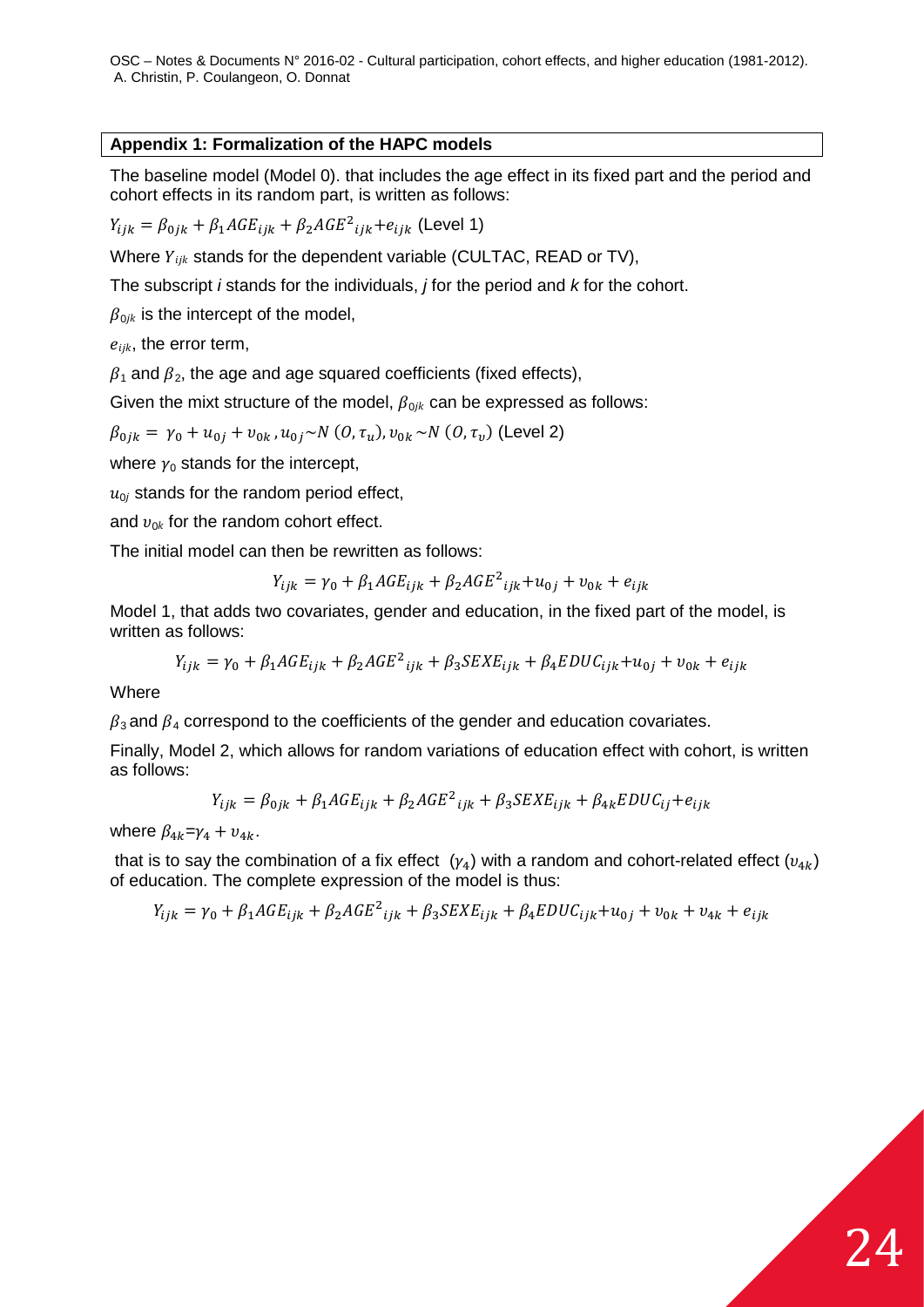**Appendix 1: Formalization of the HAPC models**

The baseline model (Model 0). that includes the age effect in its fixed part and the period and cohort effects in its random part, is written as follows:

$Y_{ijk} = \beta_{0jk} + \beta_1 AGE_{ijk} + \beta_2 AGE^2{}_{ijk} + e_{ijk}$ (Level 1)

Where $Y_{ijk}$ stands for the dependent variable (CULTAC, READ or TV),

The subscript *i* stands for the individuals, *j* for the period and *k* for the cohort.

$\beta_{0jk}$ is the intercept of the model,

$e_{ijk}$, the error term,

$\beta_1$ and $\beta_2$, the age and age squared coefficients (fixed effects),

Given the mixt structure of the model, $\beta_{0jk}$ can be expressed as follows:

$\beta_{0jk} = \gamma_0 + u_{0j} + \upsilon_{0k}, u_{0j} \sim N\,(O, \tau_u), \upsilon_{0k} \sim N\,(O, \tau_\upsilon)$ (Level 2)

where $\gamma_0$ stands for the intercept,

$u_{0j}$ stands for the random period effect,

and $\upsilon_{0k}$ for the random cohort effect.

The initial model can then be rewritten as follows:

$$Y_{ijk} = \gamma_0 + \beta_1 AGE_{ijk} + \beta_2 AGE^2{}_{ijk} + u_{0j} + \upsilon_{0k} + e_{ijk}$$

Model 1, that adds two covariates, gender and education, in the fixed part of the model, is written as follows:

$$Y_{ijk} = \gamma_0 + \beta_1 AGE_{ijk} + \beta_2 AGE^2{}_{ijk} + \beta_3 SEXE_{ijk} + \beta_4 EDUC_{ijk} + u_{0j} + \upsilon_{0k} + e_{ijk}$$

Where

$\beta_3$ and $\beta_4$ correspond to the coefficients of the gender and education covariates.

Finally, Model 2, which allows for random variations of education effect with cohort, is written as follows:

$$Y_{ijk} = \beta_{0jk} + \beta_1 AGE_{ijk} + \beta_2 AGE^2{}_{ijk} + \beta_3 SEXE_{ijk} + \beta_{4k} EDUC_{ij} + e_{ijk}$$

where $\beta_{4k} = \gamma_4 + \upsilon_{4k}$.

that is to say the combination of a fix effect $(\gamma_4)$ with a random and cohort-related effect $(\upsilon_{4k})$ of education. The complete expression of the model is thus:

$$Y_{ijk} = \gamma_0 + \beta_1 AGE_{ijk} + \beta_2 AGE^2{}_{ijk} + \beta_3 SEXE_{ijk} + \beta_4 EDUC_{ijk} + u_{0j} + \upsilon_{0k} + \upsilon_{4k} + e_{ijk}$$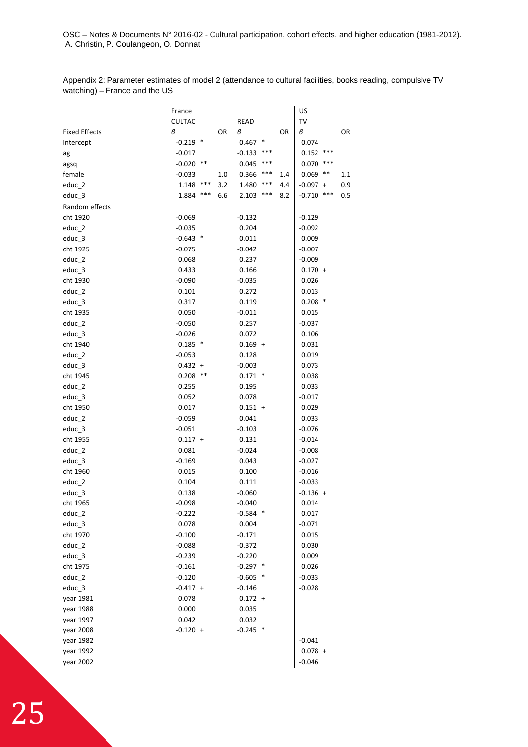Appendix 2: Parameter estimates of model 2 (attendance to cultural facilities, books reading, compulsive TV watching) – France and the US

| | France | | | | | | US | | |
|---|---|---|---|---|---|---|---|---|---|
| | CULTAC | | | READ | | | TV | | |
| Fixed Effects | β | | OR | β | | OR | β | | OR |
| Intercept | -0.219 | * | | 0.467 | * | | 0.074 | | |
| ag | -0.017 | | | -0.133 | *** | | 0.152 | *** | |
| agsq | -0.020 | ** | | 0.045 | *** | | 0.070 | *** | |
| female | -0.033 | | 1.0 | 0.366 | *** | 1.4 | 0.069 | ** | 1.1 |
| educ_2 | 1.148 | *** | 3.2 | 1.480 | *** | 4.4 | -0.097 | + | 0.9 |
| educ_3 | 1.884 | *** | 6.6 | 2.103 | *** | 8.2 | -0.710 | *** | 0.5 |
| Random effects | | | | | | | | | |
| cht 1920 | -0.069 | | | -0.132 | | | -0.129 | | |
| educ_2 | -0.035 | | | 0.204 | | | -0.092 | | |
| educ_3 | -0.643 | * | | 0.011 | | | 0.009 | | |
| cht 1925 | -0.075 | | | -0.042 | | | -0.007 | | |
| educ_2 | 0.068 | | | 0.237 | | | -0.009 | | |
| educ_3 | 0.433 | | | 0.166 | | | 0.170 | + | |
| cht 1930 | -0.090 | | | -0.035 | | | 0.026 | | |
| educ_2 | 0.101 | | | 0.272 | | | 0.013 | | |
| educ_3 | 0.317 | | | 0.119 | | | 0.208 | * | |
| cht 1935 | 0.050 | | | -0.011 | | | 0.015 | | |
| educ_2 | -0.050 | | | 0.257 | | | -0.037 | | |
| educ_3 | -0.026 | | | 0.072 | | | 0.106 | | |
| cht 1940 | 0.185 | * | | 0.169 | + | | 0.031 | | |
| educ_2 | -0.053 | | | 0.128 | | | 0.019 | | |
| educ_3 | 0.432 | + | | -0.003 | | | 0.073 | | |
| cht 1945 | 0.208 | ** | | 0.171 | * | | 0.038 | | |
| educ_2 | 0.255 | | | 0.195 | | | 0.033 | | |
| educ_3 | 0.052 | | | 0.078 | | | -0.017 | | |
| cht 1950 | 0.017 | | | 0.151 | + | | 0.029 | | |
| educ_2 | -0.059 | | | 0.041 | | | 0.033 | | |
| educ_3 | -0.051 | | | -0.103 | | | -0.076 | | |
| cht 1955 | 0.117 | + | | 0.131 | | | -0.014 | | |
| educ_2 | 0.081 | | | -0.024 | | | -0.008 | | |
| educ_3 | -0.169 | | | 0.043 | | | -0.027 | | |
| cht 1960 | 0.015 | | | 0.100 | | | -0.016 | | |
| educ_2 | 0.104 | | | 0.111 | | | -0.033 | | |
| educ_3 | 0.138 | | | -0.060 | | | -0.136 | + | |
| cht 1965 | -0.098 | | | -0.040 | | | 0.014 | | |
| educ_2 | -0.222 | | | -0.584 | * | | 0.017 | | |
| educ_3 | 0.078 | | | 0.004 | | | -0.071 | | |
| cht 1970 | -0.100 | | | -0.171 | | | 0.015 | | |
| educ_2 | -0.088 | | | -0.372 | | | 0.030 | | |
| educ_3 | -0.239 | | | -0.220 | | | 0.009 | | |
| cht 1975 | -0.161 | | | -0.297 | * | | 0.026 | | |
| educ_2 | -0.120 | | | -0.605 | * | | -0.033 | | |
| educ_3 | -0.417 | + | | -0.146 | | | -0.028 | | |
| year 1981 | 0.078 | | | 0.172 | + | | | | |
| year 1988 | 0.000 | | | 0.035 | | | | | |
| year 1997 | 0.042 | | | 0.032 | | | | | |
| year 2008 | -0.120 | + | | -0.245 | * | | | | |
| year 1982 | | | | | | | -0.041 | | |
| year 1992 | | | | | | | 0.078 | + | |
| year 2002 | | | | | | | -0.046 | | |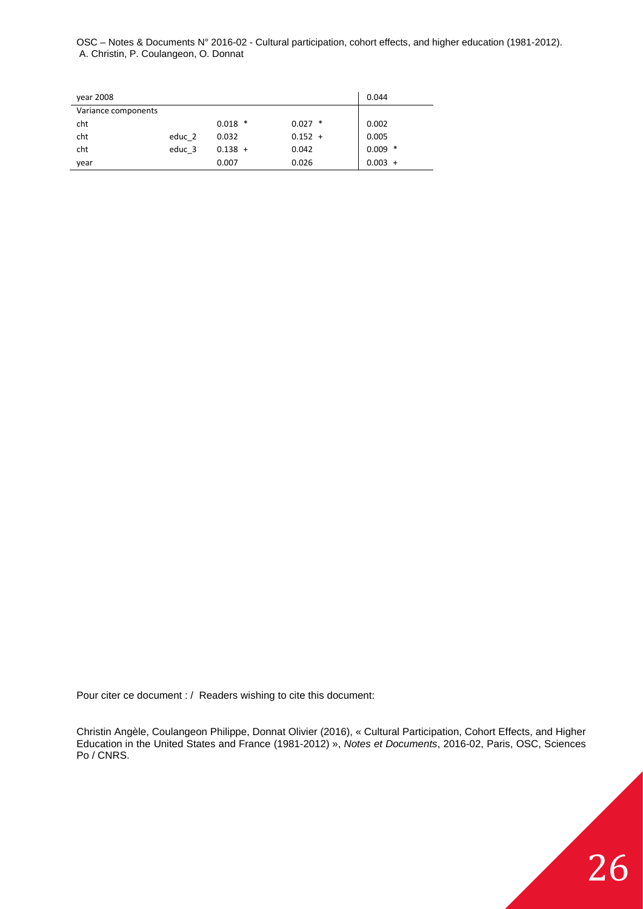| | | | | |
|---|---|---|---|---|
| year 2008 | | | | 0.044 |
| Variance components | | | | |
| cht | | 0.018 * | 0.027 * | 0.002 |
| cht | educ_2 | 0.032 | 0.152 + | 0.005 |
| cht | educ_3 | 0.138 + | 0.042 | 0.009 * |
| year | | 0.007 | 0.026 | 0.003 + |

Pour citer ce document : / Readers wishing to cite this document:

Christin Angèle, Coulangeon Philippe, Donnat Olivier (2016), « Cultural Participation, Cohort Effects, and Higher Education in the United States and France (1981-2012) », *Notes et Documents*, 2016-02, Paris, OSC, Sciences Po / CNRS.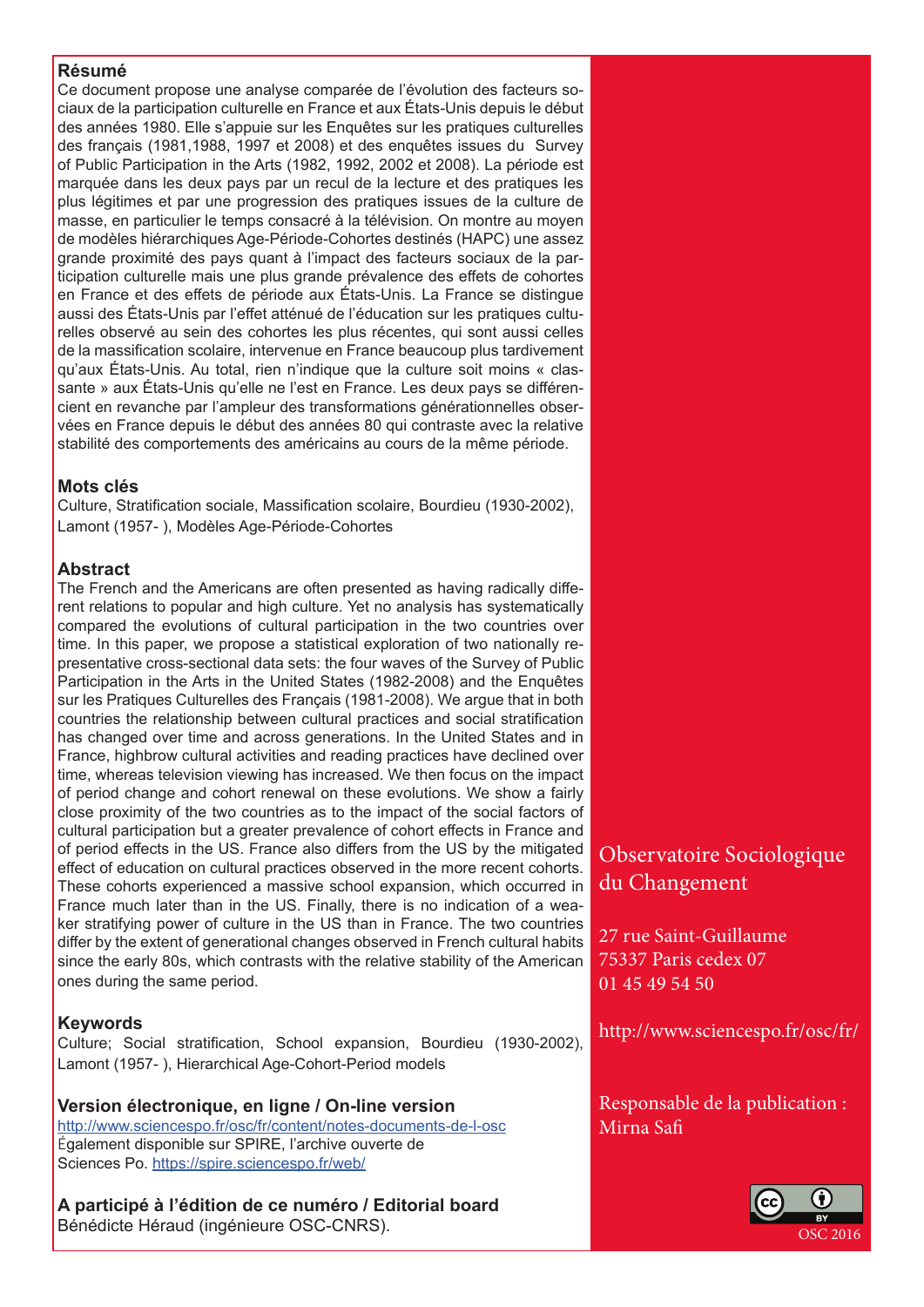## Résumé

Ce document propose une analyse comparée de l'évolution des facteurs sociaux de la participation culturelle en France et aux États-Unis depuis le début des années 1980. Elle s'appuie sur les Enquêtes sur les pratiques culturelles des français (1981,1988, 1997 et 2008) et des enquêtes issues du Survey of Public Participation in the Arts (1982, 1992, 2002 et 2008). La période est marquée dans les deux pays par un recul de la lecture et des pratiques les plus légitimes et par une progression des pratiques issues de la culture de masse, en particulier le temps consacré à la télévision. On montre au moyen de modèles hiérarchiques Age-Période-Cohortes destinés (HAPC) une assez grande proximité des pays quant à l'impact des facteurs sociaux de la participation culturelle mais une plus grande prévalence des effets de cohortes en France et des effets de période aux États-Unis. La France se distingue aussi des États-Unis par l'effet atténué de l'éducation sur les pratiques culturelles observé au sein des cohortes les plus récentes, qui sont aussi celles de la massification scolaire, intervenue en France beaucoup plus tardivement qu'aux États-Unis. Au total, rien n'indique que la culture soit moins « classante » aux États-Unis qu'elle ne l'est en France. Les deux pays se différencient en revanche par l'ampleur des transformations générationnelles observées en France depuis le début des années 80 qui contraste avec la relative stabilité des comportements des américains au cours de la même période.

## Mots clés

Culture, Stratification sociale, Massification scolaire, Bourdieu (1930-2002), Lamont (1957- ), Modèles Age-Période-Cohortes

## Abstract

The French and the Americans are often presented as having radically different relations to popular and high culture. Yet no analysis has systematically compared the evolutions of cultural participation in the two countries over time. In this paper, we propose a statistical exploration of two nationally representative cross-sectional data sets: the four waves of the Survey of Public Participation in the Arts in the United States (1982-2008) and the Enquêtes sur les Pratiques Culturelles des Français (1981-2008). We argue that in both countries the relationship between cultural practices and social stratification has changed over time and across generations. In the United States and in France, highbrow cultural activities and reading practices have declined over time, whereas television viewing has increased. We then focus on the impact of period change and cohort renewal on these evolutions. We show a fairly close proximity of the two countries as to the impact of the social factors of cultural participation but a greater prevalence of cohort effects in France and of period effects in the US. France also differs from the US by the mitigated effect of education on cultural practices observed in the more recent cohorts. These cohorts experienced a massive school expansion, which occurred in France much later than in the US. Finally, there is no indication of a weaker stratifying power of culture in the US than in France. The two countries differ by the extent of generational changes observed in French cultural habits since the early 80s, which contrasts with the relative stability of the American ones during the same period.

## Keywords

Culture; Social stratification, School expansion, Bourdieu (1930-2002), Lamont (1957- ), Hierarchical Age-Cohort-Period models

## Version électronique, en ligne / On-line version

http://www.sciencespo.fr/osc/fr/content/notes-documents-de-l-osc
Également disponible sur SPIRE, l'archive ouverte de Sciences Po. https://spire.sciencespo.fr/web/

## A participé à l'édition de ce numéro / Editorial board

Bénédicte Héraud (ingénieure OSC-CNRS).

Observatoire Sociologique du Changement

27 rue Saint-Guillaume
75337 Paris cedex 07
01 45 49 54 50

http://www.sciencespo.fr/osc/fr/

Responsable de la publication :
Mirna Safi

OSC 2016